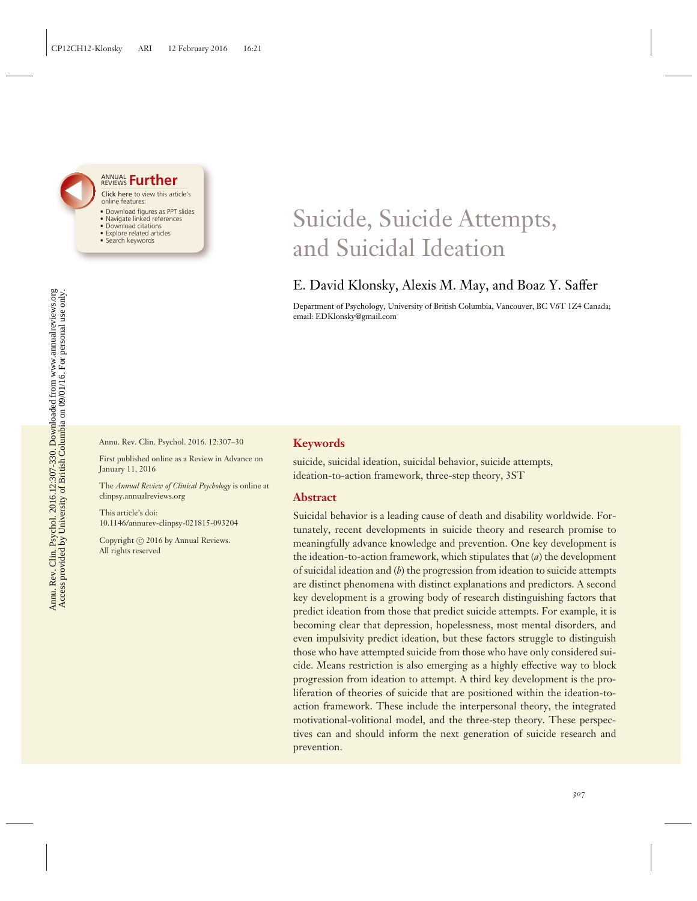# Suicide, Suicide Attempts, and Suicidal Ideation

E. David Klonsky, Alexis M. May, and Boaz Y. Saffer

Department of Psychology, University of British Columbia, Vancouver, BC V6T 1Z4 Canada; email: EDKlonsky@gmail.com

Annu. Rev. Clin. Psychol. 2016. 12:307–30

First published online as a Review in Advance on January 11, 2016

The *Annual Review of Clinical Psychology* is online at clinpsy.annualreviews.org

This article's doi: 10.1146/annurev-clinpsy-021815-093204

Copyright © 2016 by Annual Reviews. All rights reserved

## Keywords

suicide, suicidal ideation, suicidal behavior, suicide attempts, ideation-to-action framework, three-step theory, 3ST

## Abstract

Suicidal behavior is a leading cause of death and disability worldwide. Fortunately, recent developments in suicide theory and research promise to meaningfully advance knowledge and prevention. One key development is the ideation-to-action framework, which stipulates that (*a*) the development of suicidal ideation and (*b*) the progression from ideation to suicide attempts are distinct phenomena with distinct explanations and predictors. A second key development is a growing body of research distinguishing factors that predict ideation from those that predict suicide attempts. For example, it is becoming clear that depression, hopelessness, most mental disorders, and even impulsivity predict ideation, but these factors struggle to distinguish those who have attempted suicide from those who have only considered suicide. Means restriction is also emerging as a highly effective way to block progression from ideation to attempt. A third key development is the proliferation of theories of suicide that are positioned within the ideation-to-action framework. These include the interpersonal theory, the integrated motivational-volitional model, and the three-step theory. These perspectives can and should inform the next generation of suicide research and prevention.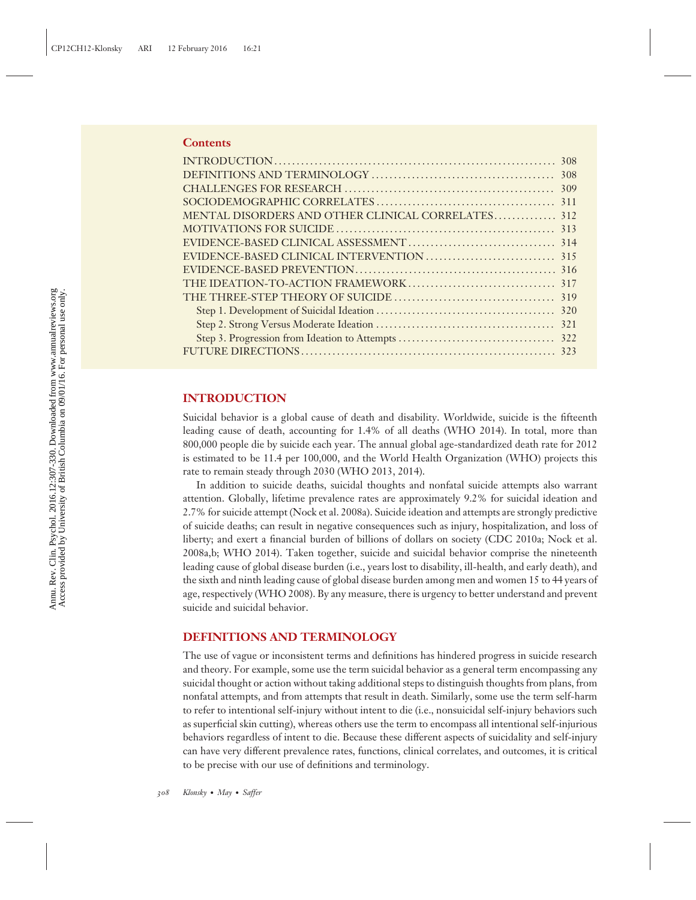## Contents

INTRODUCTION ........ 308
DEFINITIONS AND TERMINOLOGY ........ 308
CHALLENGES FOR RESEARCH ........ 309
SOCIODEMOGRAPHIC CORRELATES ........ 311
MENTAL DISORDERS AND OTHER CLINICAL CORRELATES ........ 312
MOTIVATIONS FOR SUICIDE ........ 313
EVIDENCE-BASED CLINICAL ASSESSMENT ........ 314
EVIDENCE-BASED CLINICAL INTERVENTION ........ 315
EVIDENCE-BASED PREVENTION ........ 316
THE IDEATION-TO-ACTION FRAMEWORK ........ 317
THE THREE-STEP THEORY OF SUICIDE ........ 319
  Step 1. Development of Suicidal Ideation ........ 320
  Step 2. Strong Versus Moderate Ideation ........ 321
  Step 3. Progression from Ideation to Attempts ........ 322
FUTURE DIRECTIONS ........ 323

## INTRODUCTION

Suicidal behavior is a global cause of death and disability. Worldwide, suicide is the fifteenth leading cause of death, accounting for 1.4% of all deaths (WHO 2014). In total, more than 800,000 people die by suicide each year. The annual global age-standardized death rate for 2012 is estimated to be 11.4 per 100,000, and the World Health Organization (WHO) projects this rate to remain steady through 2030 (WHO 2013, 2014).

In addition to suicide deaths, suicidal thoughts and nonfatal suicide attempts also warrant attention. Globally, lifetime prevalence rates are approximately 9.2% for suicidal ideation and 2.7% for suicide attempt (Nock et al. 2008a). Suicide ideation and attempts are strongly predictive of suicide deaths; can result in negative consequences such as injury, hospitalization, and loss of liberty; and exert a financial burden of billions of dollars on society (CDC 2010a; Nock et al. 2008a,b; WHO 2014). Taken together, suicide and suicidal behavior comprise the nineteenth leading cause of global disease burden (i.e., years lost to disability, ill-health, and early death), and the sixth and ninth leading cause of global disease burden among men and women 15 to 44 years of age, respectively (WHO 2008). By any measure, there is urgency to better understand and prevent suicide and suicidal behavior.

## DEFINITIONS AND TERMINOLOGY

The use of vague or inconsistent terms and definitions has hindered progress in suicide research and theory. For example, some use the term suicidal behavior as a general term encompassing any suicidal thought or action without taking additional steps to distinguish thoughts from plans, from nonfatal attempts, and from attempts that result in death. Similarly, some use the term self-harm to refer to intentional self-injury without intent to die (i.e., nonsuicidal self-injury behaviors such as superficial skin cutting), whereas others use the term to encompass all intentional self-injurious behaviors regardless of intent to die. Because these different aspects of suicidality and self-injury can have very different prevalence rates, functions, clinical correlates, and outcomes, it is critical to be precise with our use of definitions and terminology.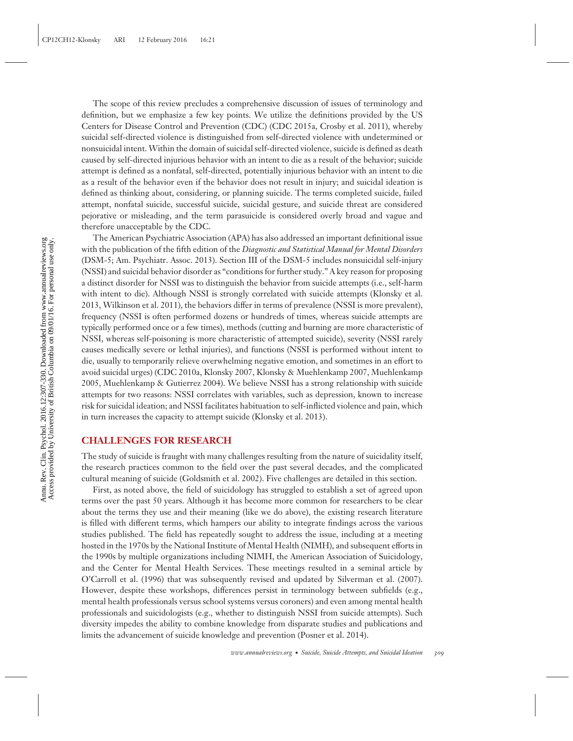The scope of this review precludes a comprehensive discussion of issues of terminology and definition, but we emphasize a few key points. We utilize the definitions provided by the US Centers for Disease Control and Prevention (CDC) (CDC 2015a, Crosby et al. 2011), whereby suicidal self-directed violence is distinguished from self-directed violence with undetermined or nonsuicidal intent. Within the domain of suicidal self-directed violence, suicide is defined as death caused by self-directed injurious behavior with an intent to die as a result of the behavior; suicide attempt is defined as a nonfatal, self-directed, potentially injurious behavior with an intent to die as a result of the behavior even if the behavior does not result in injury; and suicidal ideation is defined as thinking about, considering, or planning suicide. The terms completed suicide, failed attempt, nonfatal suicide, successful suicide, suicidal gesture, and suicide threat are considered pejorative or misleading, and the term parasuicide is considered overly broad and vague and therefore unacceptable by the CDC.

The American Psychiatric Association (APA) has also addressed an important definitional issue with the publication of the fifth edition of the *Diagnostic and Statistical Manual for Mental Disorders* (DSM-5; Am. Psychiatr. Assoc. 2013). Section III of the DSM-5 includes nonsuicidal self-injury (NSSI) and suicidal behavior disorder as "conditions for further study." A key reason for proposing a distinct disorder for NSSI was to distinguish the behavior from suicide attempts (i.e., self-harm with intent to die). Although NSSI is strongly correlated with suicide attempts (Klonsky et al. 2013, Wilkinson et al. 2011), the behaviors differ in terms of prevalence (NSSI is more prevalent), frequency (NSSI is often performed dozens or hundreds of times, whereas suicide attempts are typically performed once or a few times), methods (cutting and burning are more characteristic of NSSI, whereas self-poisoning is more characteristic of attempted suicide), severity (NSSI rarely causes medically severe or lethal injuries), and functions (NSSI is performed without intent to die, usually to temporarily relieve overwhelming negative emotion, and sometimes in an effort to avoid suicidal urges) (CDC 2010a, Klonsky 2007, Klonsky & Muehlenkamp 2007, Muehlenkamp 2005, Muehlenkamp & Gutierrez 2004). We believe NSSI has a strong relationship with suicide attempts for two reasons: NSSI correlates with variables, such as depression, known to increase risk for suicidal ideation; and NSSI facilitates habituation to self-inflicted violence and pain, which in turn increases the capacity to attempt suicide (Klonsky et al. 2013).

## CHALLENGES FOR RESEARCH

The study of suicide is fraught with many challenges resulting from the nature of suicidality itself, the research practices common to the field over the past several decades, and the complicated cultural meaning of suicide (Goldsmith et al. 2002). Five challenges are detailed in this section.

First, as noted above, the field of suicidology has struggled to establish a set of agreed upon terms over the past 50 years. Although it has become more common for researchers to be clear about the terms they use and their meaning (like we do above), the existing research literature is filled with different terms, which hampers our ability to integrate findings across the various studies published. The field has repeatedly sought to address the issue, including at a meeting hosted in the 1970s by the National Institute of Mental Health (NIMH), and subsequent efforts in the 1990s by multiple organizations including NIMH, the American Association of Suicidology, and the Center for Mental Health Services. These meetings resulted in a seminal article by O'Carroll et al. (1996) that was subsequently revised and updated by Silverman et al. (2007). However, despite these workshops, differences persist in terminology between subfields (e.g., mental health professionals versus school systems versus coroners) and even among mental health professionals and suicidologists (e.g., whether to distinguish NSSI from suicide attempts). Such diversity impedes the ability to combine knowledge from disparate studies and publications and limits the advancement of suicide knowledge and prevention (Posner et al. 2014).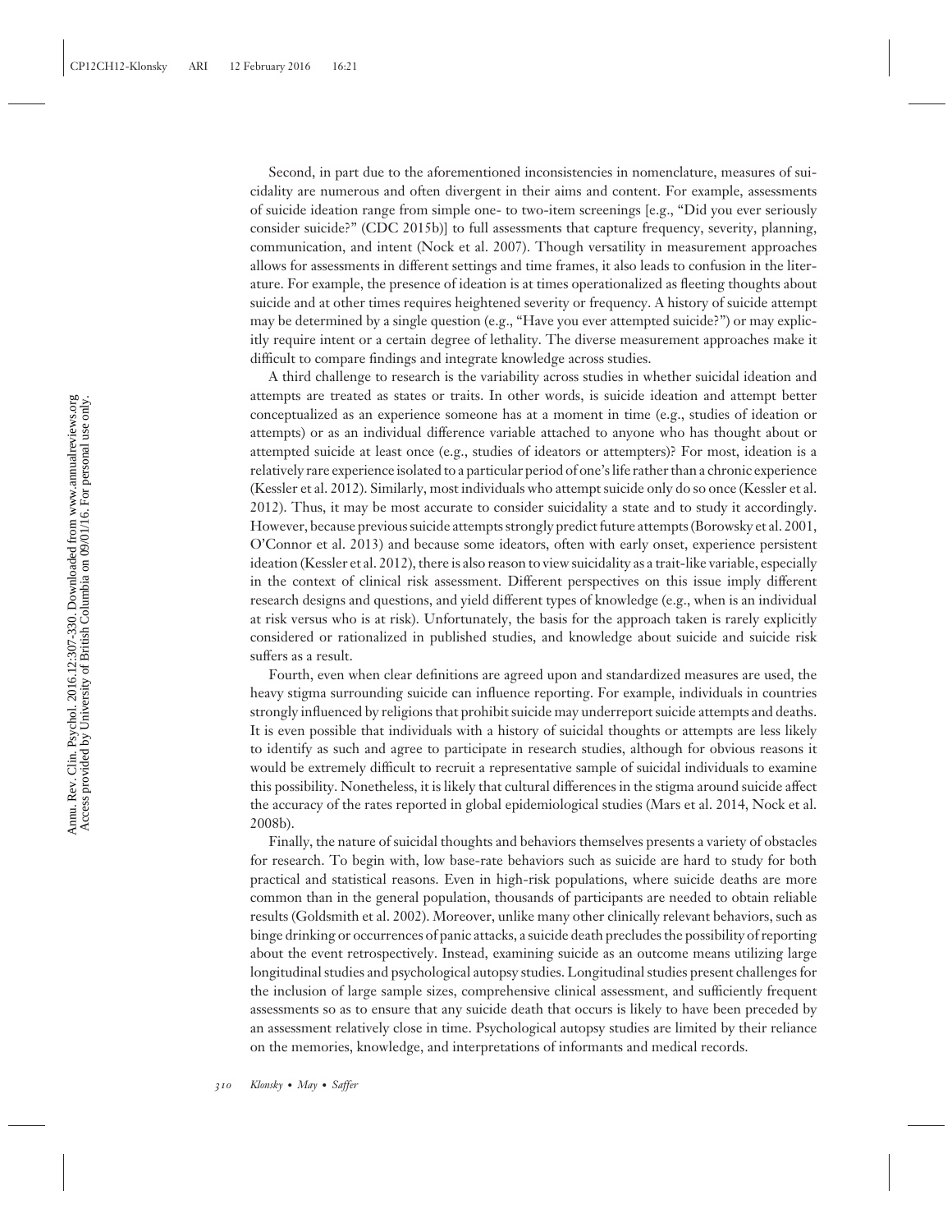Second, in part due to the aforementioned inconsistencies in nomenclature, measures of suicidality are numerous and often divergent in their aims and content. For example, assessments of suicide ideation range from simple one- to two-item screenings [e.g., "Did you ever seriously consider suicide?" (CDC 2015b)] to full assessments that capture frequency, severity, planning, communication, and intent (Nock et al. 2007). Though versatility in measurement approaches allows for assessments in different settings and time frames, it also leads to confusion in the literature. For example, the presence of ideation is at times operationalized as fleeting thoughts about suicide and at other times requires heightened severity or frequency. A history of suicide attempt may be determined by a single question (e.g., "Have you ever attempted suicide?") or may explicitly require intent or a certain degree of lethality. The diverse measurement approaches make it difficult to compare findings and integrate knowledge across studies.

A third challenge to research is the variability across studies in whether suicidal ideation and attempts are treated as states or traits. In other words, is suicide ideation and attempt better conceptualized as an experience someone has at a moment in time (e.g., studies of ideation or attempts) or as an individual difference variable attached to anyone who has thought about or attempted suicide at least once (e.g., studies of ideators or attempters)? For most, ideation is a relatively rare experience isolated to a particular period of one's life rather than a chronic experience (Kessler et al. 2012). Similarly, most individuals who attempt suicide only do so once (Kessler et al. 2012). Thus, it may be most accurate to consider suicidality a state and to study it accordingly. However, because previous suicide attempts strongly predict future attempts (Borowsky et al. 2001, O'Connor et al. 2013) and because some ideators, often with early onset, experience persistent ideation (Kessler et al. 2012), there is also reason to view suicidality as a trait-like variable, especially in the context of clinical risk assessment. Different perspectives on this issue imply different research designs and questions, and yield different types of knowledge (e.g., when is an individual at risk versus who is at risk). Unfortunately, the basis for the approach taken is rarely explicitly considered or rationalized in published studies, and knowledge about suicide and suicide risk suffers as a result.

Fourth, even when clear definitions are agreed upon and standardized measures are used, the heavy stigma surrounding suicide can influence reporting. For example, individuals in countries strongly influenced by religions that prohibit suicide may underreport suicide attempts and deaths. It is even possible that individuals with a history of suicidal thoughts or attempts are less likely to identify as such and agree to participate in research studies, although for obvious reasons it would be extremely difficult to recruit a representative sample of suicidal individuals to examine this possibility. Nonetheless, it is likely that cultural differences in the stigma around suicide affect the accuracy of the rates reported in global epidemiological studies (Mars et al. 2014, Nock et al. 2008b).

Finally, the nature of suicidal thoughts and behaviors themselves presents a variety of obstacles for research. To begin with, low base-rate behaviors such as suicide are hard to study for both practical and statistical reasons. Even in high-risk populations, where suicide deaths are more common than in the general population, thousands of participants are needed to obtain reliable results (Goldsmith et al. 2002). Moreover, unlike many other clinically relevant behaviors, such as binge drinking or occurrences of panic attacks, a suicide death precludes the possibility of reporting about the event retrospectively. Instead, examining suicide as an outcome means utilizing large longitudinal studies and psychological autopsy studies. Longitudinal studies present challenges for the inclusion of large sample sizes, comprehensive clinical assessment, and sufficiently frequent assessments so as to ensure that any suicide death that occurs is likely to have been preceded by an assessment relatively close in time. Psychological autopsy studies are limited by their reliance on the memories, knowledge, and interpretations of informants and medical records.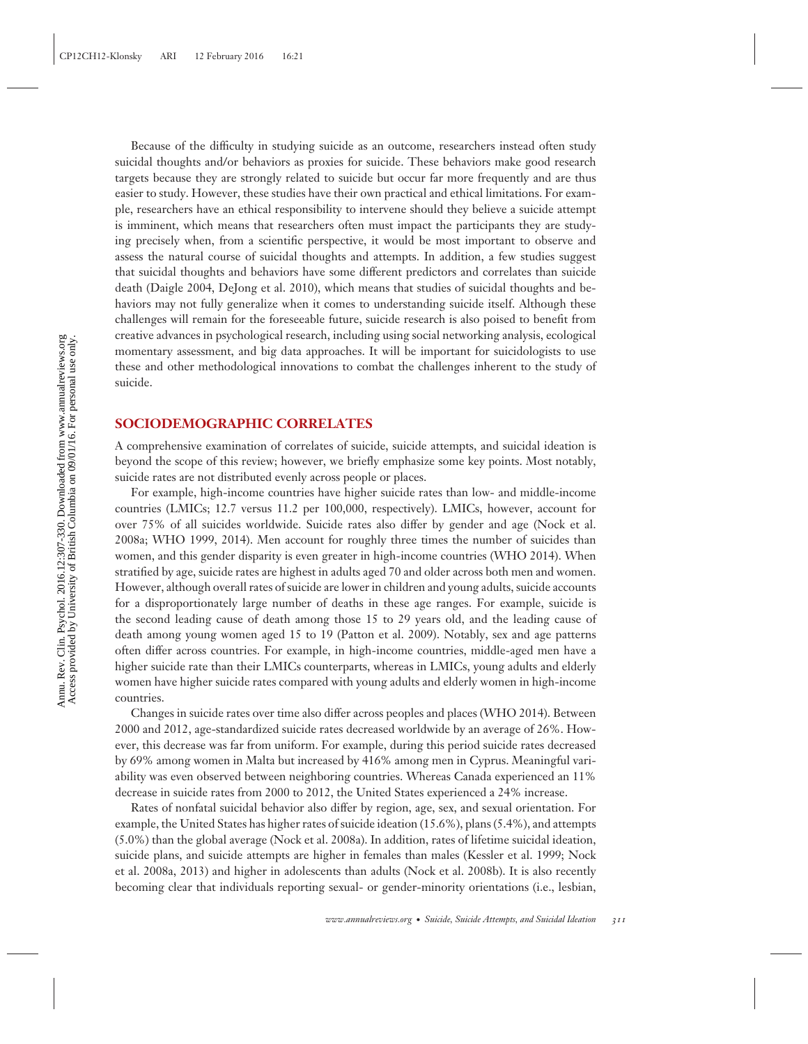Because of the difficulty in studying suicide as an outcome, researchers instead often study suicidal thoughts and/or behaviors as proxies for suicide. These behaviors make good research targets because they are strongly related to suicide but occur far more frequently and are thus easier to study. However, these studies have their own practical and ethical limitations. For example, researchers have an ethical responsibility to intervene should they believe a suicide attempt is imminent, which means that researchers often must impact the participants they are studying precisely when, from a scientific perspective, it would be most important to observe and assess the natural course of suicidal thoughts and attempts. In addition, a few studies suggest that suicidal thoughts and behaviors have some different predictors and correlates than suicide death (Daigle 2004, DeJong et al. 2010), which means that studies of suicidal thoughts and behaviors may not fully generalize when it comes to understanding suicide itself. Although these challenges will remain for the foreseeable future, suicide research is also poised to benefit from creative advances in psychological research, including using social networking analysis, ecological momentary assessment, and big data approaches. It will be important for suicidologists to use these and other methodological innovations to combat the challenges inherent to the study of suicide.

## SOCIODEMOGRAPHIC CORRELATES

A comprehensive examination of correlates of suicide, suicide attempts, and suicidal ideation is beyond the scope of this review; however, we briefly emphasize some key points. Most notably, suicide rates are not distributed evenly across people or places.

For example, high-income countries have higher suicide rates than low- and middle-income countries (LMICs; 12.7 versus 11.2 per 100,000, respectively). LMICs, however, account for over 75% of all suicides worldwide. Suicide rates also differ by gender and age (Nock et al. 2008a; WHO 1999, 2014). Men account for roughly three times the number of suicides than women, and this gender disparity is even greater in high-income countries (WHO 2014). When stratified by age, suicide rates are highest in adults aged 70 and older across both men and women. However, although overall rates of suicide are lower in children and young adults, suicide accounts for a disproportionately large number of deaths in these age ranges. For example, suicide is the second leading cause of death among those 15 to 29 years old, and the leading cause of death among young women aged 15 to 19 (Patton et al. 2009). Notably, sex and age patterns often differ across countries. For example, in high-income countries, middle-aged men have a higher suicide rate than their LMICs counterparts, whereas in LMICs, young adults and elderly women have higher suicide rates compared with young adults and elderly women in high-income countries.

Changes in suicide rates over time also differ across peoples and places (WHO 2014). Between 2000 and 2012, age-standardized suicide rates decreased worldwide by an average of 26%. However, this decrease was far from uniform. For example, during this period suicide rates decreased by 69% among women in Malta but increased by 416% among men in Cyprus. Meaningful variability was even observed between neighboring countries. Whereas Canada experienced an 11% decrease in suicide rates from 2000 to 2012, the United States experienced a 24% increase.

Rates of nonfatal suicidal behavior also differ by region, age, sex, and sexual orientation. For example, the United States has higher rates of suicide ideation (15.6%), plans (5.4%), and attempts (5.0%) than the global average (Nock et al. 2008a). In addition, rates of lifetime suicidal ideation, suicide plans, and suicide attempts are higher in females than males (Kessler et al. 1999; Nock et al. 2008a, 2013) and higher in adolescents than adults (Nock et al. 2008b). It is also recently becoming clear that individuals reporting sexual- or gender-minority orientations (i.e., lesbian,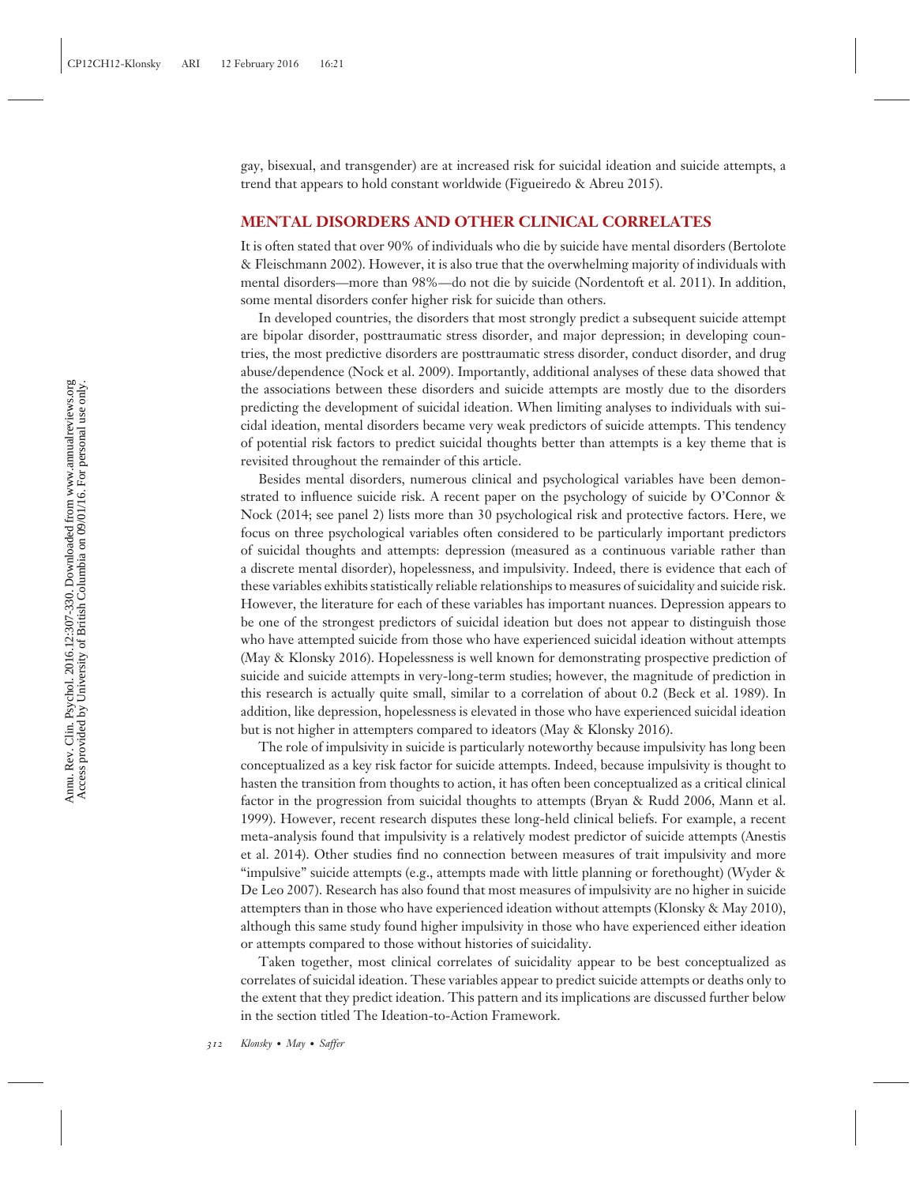gay, bisexual, and transgender) are at increased risk for suicidal ideation and suicide attempts, a trend that appears to hold constant worldwide (Figueiredo & Abreu 2015).

## MENTAL DISORDERS AND OTHER CLINICAL CORRELATES

It is often stated that over 90% of individuals who die by suicide have mental disorders (Bertolote & Fleischmann 2002). However, it is also true that the overwhelming majority of individuals with mental disorders—more than 98%—do not die by suicide (Nordentoft et al. 2011). In addition, some mental disorders confer higher risk for suicide than others.

In developed countries, the disorders that most strongly predict a subsequent suicide attempt are bipolar disorder, posttraumatic stress disorder, and major depression; in developing countries, the most predictive disorders are posttraumatic stress disorder, conduct disorder, and drug abuse/dependence (Nock et al. 2009). Importantly, additional analyses of these data showed that the associations between these disorders and suicide attempts are mostly due to the disorders predicting the development of suicidal ideation. When limiting analyses to individuals with suicidal ideation, mental disorders became very weak predictors of suicide attempts. This tendency of potential risk factors to predict suicidal thoughts better than attempts is a key theme that is revisited throughout the remainder of this article.

Besides mental disorders, numerous clinical and psychological variables have been demonstrated to influence suicide risk. A recent paper on the psychology of suicide by O'Connor & Nock (2014; see panel 2) lists more than 30 psychological risk and protective factors. Here, we focus on three psychological variables often considered to be particularly important predictors of suicidal thoughts and attempts: depression (measured as a continuous variable rather than a discrete mental disorder), hopelessness, and impulsivity. Indeed, there is evidence that each of these variables exhibits statistically reliable relationships to measures of suicidality and suicide risk. However, the literature for each of these variables has important nuances. Depression appears to be one of the strongest predictors of suicidal ideation but does not appear to distinguish those who have attempted suicide from those who have experienced suicidal ideation without attempts (May & Klonsky 2016). Hopelessness is well known for demonstrating prospective prediction of suicide and suicide attempts in very-long-term studies; however, the magnitude of prediction in this research is actually quite small, similar to a correlation of about 0.2 (Beck et al. 1989). In addition, like depression, hopelessness is elevated in those who have experienced suicidal ideation but is not higher in attempters compared to ideators (May & Klonsky 2016).

The role of impulsivity in suicide is particularly noteworthy because impulsivity has long been conceptualized as a key risk factor for suicide attempts. Indeed, because impulsivity is thought to hasten the transition from thoughts to action, it has often been conceptualized as a critical clinical factor in the progression from suicidal thoughts to attempts (Bryan & Rudd 2006, Mann et al. 1999). However, recent research disputes these long-held clinical beliefs. For example, a recent meta-analysis found that impulsivity is a relatively modest predictor of suicide attempts (Anestis et al. 2014). Other studies find no connection between measures of trait impulsivity and more "impulsive" suicide attempts (e.g., attempts made with little planning or forethought) (Wyder & De Leo 2007). Research has also found that most measures of impulsivity are no higher in suicide attempters than in those who have experienced ideation without attempts (Klonsky & May 2010), although this same study found higher impulsivity in those who have experienced either ideation or attempts compared to those without histories of suicidality.

Taken together, most clinical correlates of suicidality appear to be best conceptualized as correlates of suicidal ideation. These variables appear to predict suicide attempts or deaths only to the extent that they predict ideation. This pattern and its implications are discussed further below in the section titled The Ideation-to-Action Framework.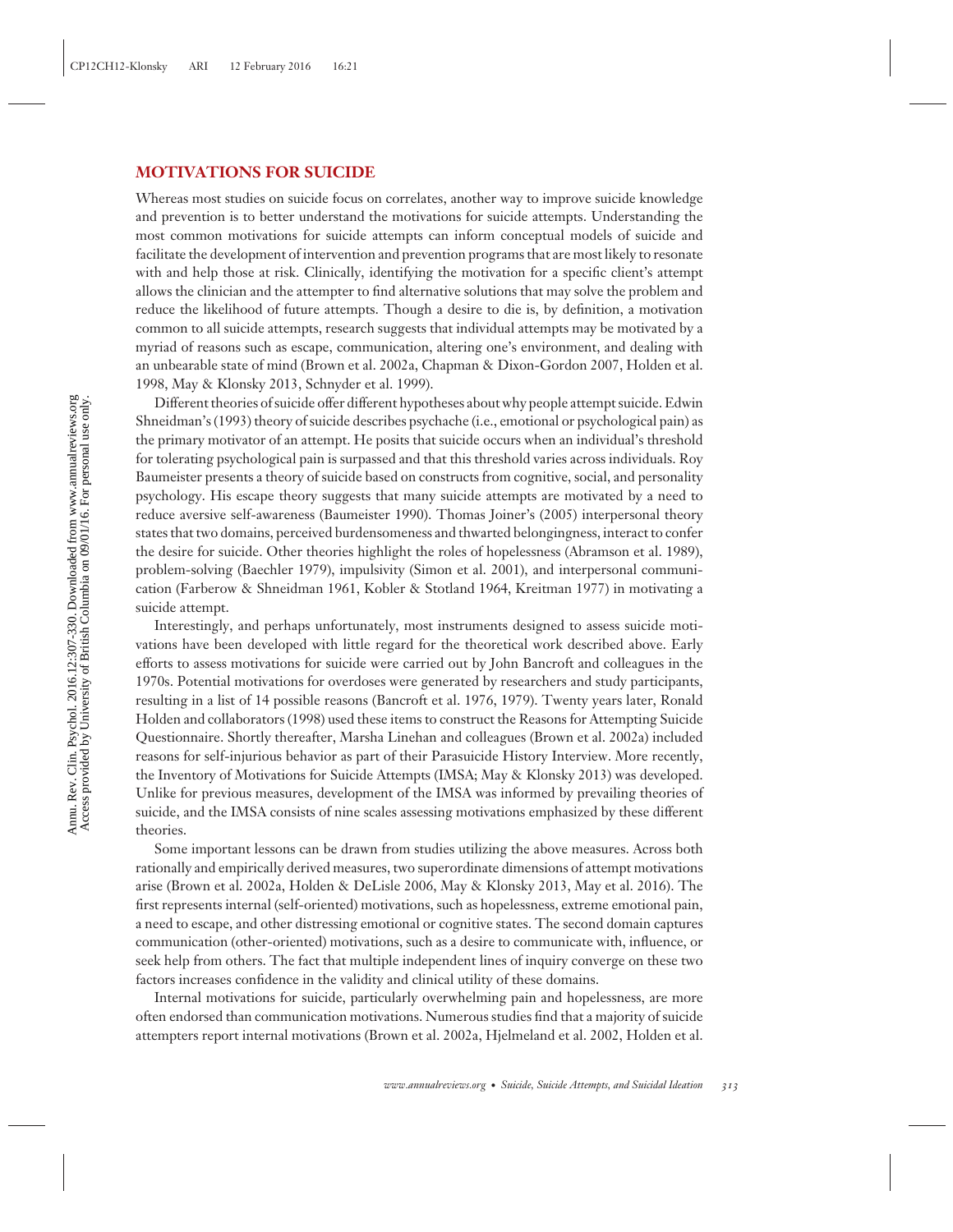## MOTIVATIONS FOR SUICIDE

Whereas most studies on suicide focus on correlates, another way to improve suicide knowledge and prevention is to better understand the motivations for suicide attempts. Understanding the most common motivations for suicide attempts can inform conceptual models of suicide and facilitate the development of intervention and prevention programs that are most likely to resonate with and help those at risk. Clinically, identifying the motivation for a specific client's attempt allows the clinician and the attempter to find alternative solutions that may solve the problem and reduce the likelihood of future attempts. Though a desire to die is, by definition, a motivation common to all suicide attempts, research suggests that individual attempts may be motivated by a myriad of reasons such as escape, communication, altering one's environment, and dealing with an unbearable state of mind (Brown et al. 2002a, Chapman & Dixon-Gordon 2007, Holden et al. 1998, May & Klonsky 2013, Schnyder et al. 1999).

Different theories of suicide offer different hypotheses about why people attempt suicide. Edwin Shneidman's (1993) theory of suicide describes psychache (i.e., emotional or psychological pain) as the primary motivator of an attempt. He posits that suicide occurs when an individual's threshold for tolerating psychological pain is surpassed and that this threshold varies across individuals. Roy Baumeister presents a theory of suicide based on constructs from cognitive, social, and personality psychology. His escape theory suggests that many suicide attempts are motivated by a need to reduce aversive self-awareness (Baumeister 1990). Thomas Joiner's (2005) interpersonal theory states that two domains, perceived burdensomeness and thwarted belongingness, interact to confer the desire for suicide. Other theories highlight the roles of hopelessness (Abramson et al. 1989), problem-solving (Baechler 1979), impulsivity (Simon et al. 2001), and interpersonal communication (Farberow & Shneidman 1961, Kobler & Stotland 1964, Kreitman 1977) in motivating a suicide attempt.

Interestingly, and perhaps unfortunately, most instruments designed to assess suicide motivations have been developed with little regard for the theoretical work described above. Early efforts to assess motivations for suicide were carried out by John Bancroft and colleagues in the 1970s. Potential motivations for overdoses were generated by researchers and study participants, resulting in a list of 14 possible reasons (Bancroft et al. 1976, 1979). Twenty years later, Ronald Holden and collaborators (1998) used these items to construct the Reasons for Attempting Suicide Questionnaire. Shortly thereafter, Marsha Linehan and colleagues (Brown et al. 2002a) included reasons for self-injurious behavior as part of their Parasuicide History Interview. More recently, the Inventory of Motivations for Suicide Attempts (IMSA; May & Klonsky 2013) was developed. Unlike for previous measures, development of the IMSA was informed by prevailing theories of suicide, and the IMSA consists of nine scales assessing motivations emphasized by these different theories.

Some important lessons can be drawn from studies utilizing the above measures. Across both rationally and empirically derived measures, two superordinate dimensions of attempt motivations arise (Brown et al. 2002a, Holden & DeLisle 2006, May & Klonsky 2013, May et al. 2016). The first represents internal (self-oriented) motivations, such as hopelessness, extreme emotional pain, a need to escape, and other distressing emotional or cognitive states. The second domain captures communication (other-oriented) motivations, such as a desire to communicate with, influence, or seek help from others. The fact that multiple independent lines of inquiry converge on these two factors increases confidence in the validity and clinical utility of these domains.

Internal motivations for suicide, particularly overwhelming pain and hopelessness, are more often endorsed than communication motivations. Numerous studies find that a majority of suicide attempters report internal motivations (Brown et al. 2002a, Hjelmeland et al. 2002, Holden et al.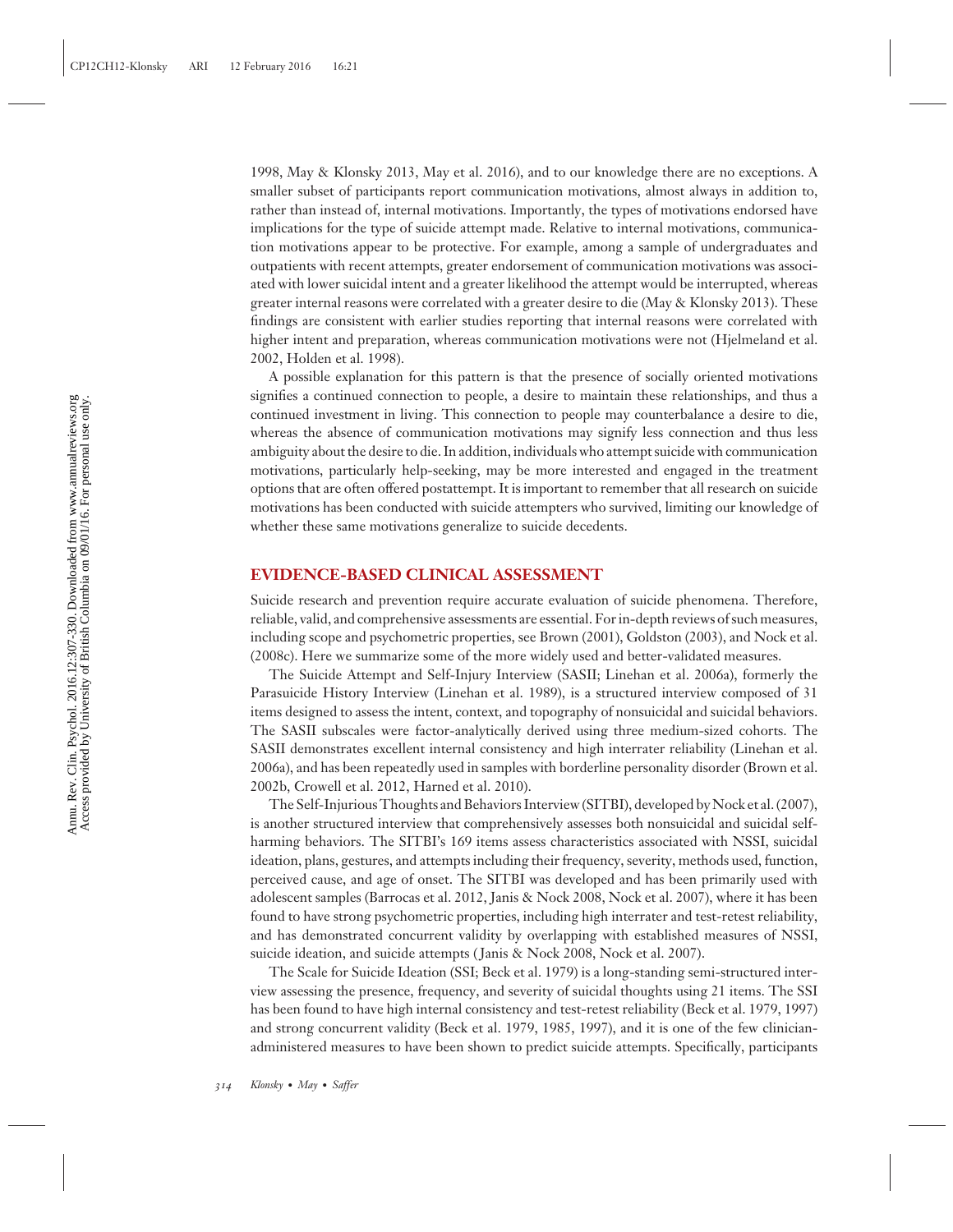1998, May & Klonsky 2013, May et al. 2016), and to our knowledge there are no exceptions. A smaller subset of participants report communication motivations, almost always in addition to, rather than instead of, internal motivations. Importantly, the types of motivations endorsed have implications for the type of suicide attempt made. Relative to internal motivations, communication motivations appear to be protective. For example, among a sample of undergraduates and outpatients with recent attempts, greater endorsement of communication motivations was associated with lower suicidal intent and a greater likelihood the attempt would be interrupted, whereas greater internal reasons were correlated with a greater desire to die (May & Klonsky 2013). These findings are consistent with earlier studies reporting that internal reasons were correlated with higher intent and preparation, whereas communication motivations were not (Hjelmeland et al. 2002, Holden et al. 1998).

A possible explanation for this pattern is that the presence of socially oriented motivations signifies a continued connection to people, a desire to maintain these relationships, and thus a continued investment in living. This connection to people may counterbalance a desire to die, whereas the absence of communication motivations may signify less connection and thus less ambiguity about the desire to die. In addition, individuals who attempt suicide with communication motivations, particularly help-seeking, may be more interested and engaged in the treatment options that are often offered postattempt. It is important to remember that all research on suicide motivations has been conducted with suicide attempters who survived, limiting our knowledge of whether these same motivations generalize to suicide decedents.

## EVIDENCE-BASED CLINICAL ASSESSMENT

Suicide research and prevention require accurate evaluation of suicide phenomena. Therefore, reliable, valid, and comprehensive assessments are essential. For in-depth reviews of such measures, including scope and psychometric properties, see Brown (2001), Goldston (2003), and Nock et al. (2008c). Here we summarize some of the more widely used and better-validated measures.

The Suicide Attempt and Self-Injury Interview (SASII; Linehan et al. 2006a), formerly the Parasuicide History Interview (Linehan et al. 1989), is a structured interview composed of 31 items designed to assess the intent, context, and topography of nonsuicidal and suicidal behaviors. The SASII subscales were factor-analytically derived using three medium-sized cohorts. The SASII demonstrates excellent internal consistency and high interrater reliability (Linehan et al. 2006a), and has been repeatedly used in samples with borderline personality disorder (Brown et al. 2002b, Crowell et al. 2012, Harned et al. 2010).

The Self-Injurious Thoughts and Behaviors Interview (SITBI), developed by Nock et al. (2007), is another structured interview that comprehensively assesses both nonsuicidal and suicidal self-harming behaviors. The SITBI's 169 items assess characteristics associated with NSSI, suicidal ideation, plans, gestures, and attempts including their frequency, severity, methods used, function, perceived cause, and age of onset. The SITBI was developed and has been primarily used with adolescent samples (Barrocas et al. 2012, Janis & Nock 2008, Nock et al. 2007), where it has been found to have strong psychometric properties, including high interrater and test-retest reliability, and has demonstrated concurrent validity by overlapping with established measures of NSSI, suicide ideation, and suicide attempts (Janis & Nock 2008, Nock et al. 2007).

The Scale for Suicide Ideation (SSI; Beck et al. 1979) is a long-standing semi-structured interview assessing the presence, frequency, and severity of suicidal thoughts using 21 items. The SSI has been found to have high internal consistency and test-retest reliability (Beck et al. 1979, 1997) and strong concurrent validity (Beck et al. 1979, 1985, 1997), and it is one of the few clinician-administered measures to have been shown to predict suicide attempts. Specifically, participants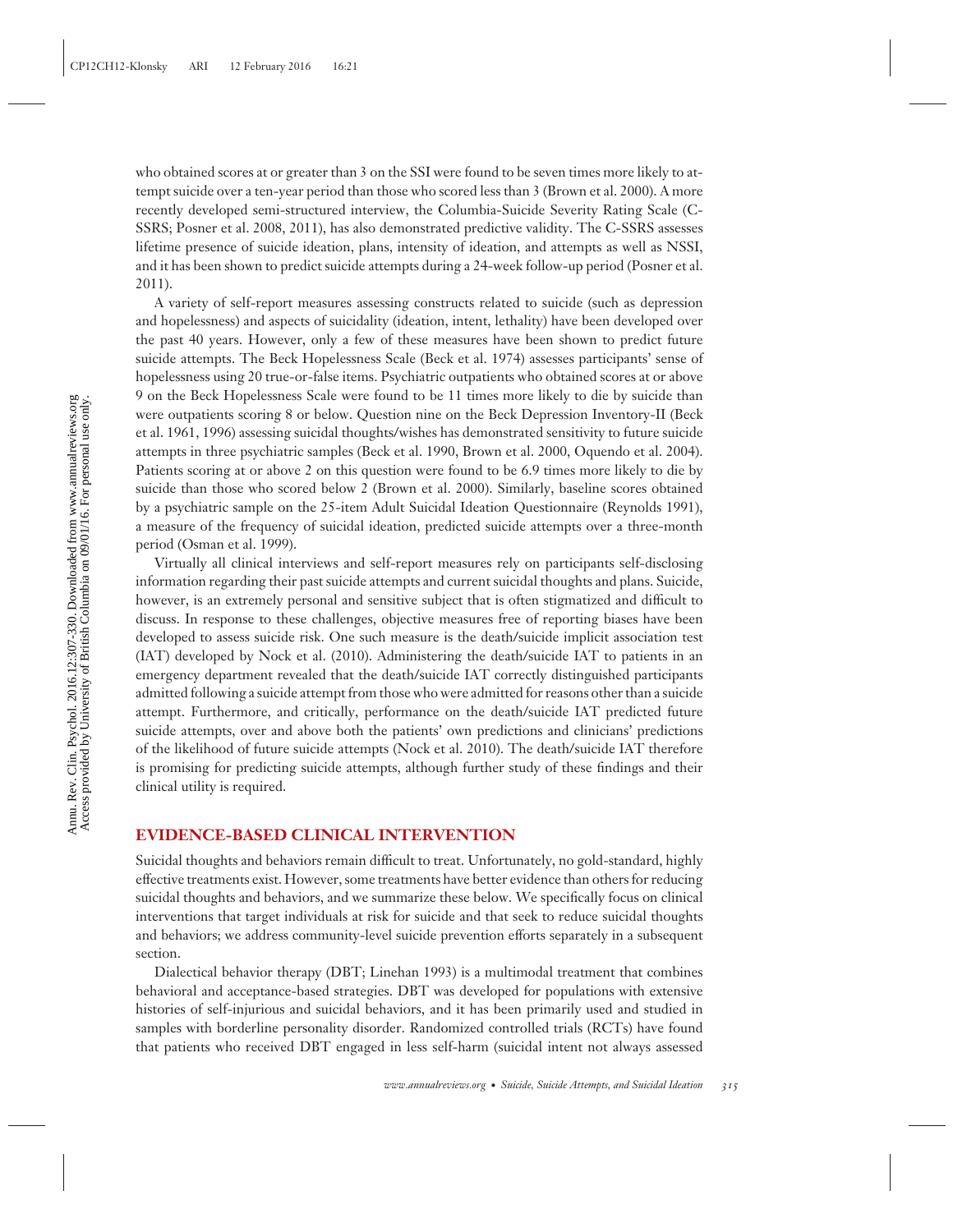who obtained scores at or greater than 3 on the SSI were found to be seven times more likely to attempt suicide over a ten-year period than those who scored less than 3 (Brown et al. 2000). A more recently developed semi-structured interview, the Columbia-Suicide Severity Rating Scale (C-SSRS; Posner et al. 2008, 2011), has also demonstrated predictive validity. The C-SSRS assesses lifetime presence of suicide ideation, plans, intensity of ideation, and attempts as well as NSSI, and it has been shown to predict suicide attempts during a 24-week follow-up period (Posner et al. 2011).

A variety of self-report measures assessing constructs related to suicide (such as depression and hopelessness) and aspects of suicidality (ideation, intent, lethality) have been developed over the past 40 years. However, only a few of these measures have been shown to predict future suicide attempts. The Beck Hopelessness Scale (Beck et al. 1974) assesses participants' sense of hopelessness using 20 true-or-false items. Psychiatric outpatients who obtained scores at or above 9 on the Beck Hopelessness Scale were found to be 11 times more likely to die by suicide than were outpatients scoring 8 or below. Question nine on the Beck Depression Inventory-II (Beck et al. 1961, 1996) assessing suicidal thoughts/wishes has demonstrated sensitivity to future suicide attempts in three psychiatric samples (Beck et al. 1990, Brown et al. 2000, Oquendo et al. 2004). Patients scoring at or above 2 on this question were found to be 6.9 times more likely to die by suicide than those who scored below 2 (Brown et al. 2000). Similarly, baseline scores obtained by a psychiatric sample on the 25-item Adult Suicidal Ideation Questionnaire (Reynolds 1991), a measure of the frequency of suicidal ideation, predicted suicide attempts over a three-month period (Osman et al. 1999).

Virtually all clinical interviews and self-report measures rely on participants self-disclosing information regarding their past suicide attempts and current suicidal thoughts and plans. Suicide, however, is an extremely personal and sensitive subject that is often stigmatized and difficult to discuss. In response to these challenges, objective measures free of reporting biases have been developed to assess suicide risk. One such measure is the death/suicide implicit association test (IAT) developed by Nock et al. (2010). Administering the death/suicide IAT to patients in an emergency department revealed that the death/suicide IAT correctly distinguished participants admitted following a suicide attempt from those who were admitted for reasons other than a suicide attempt. Furthermore, and critically, performance on the death/suicide IAT predicted future suicide attempts, over and above both the patients' own predictions and clinicians' predictions of the likelihood of future suicide attempts (Nock et al. 2010). The death/suicide IAT therefore is promising for predicting suicide attempts, although further study of these findings and their clinical utility is required.

## EVIDENCE-BASED CLINICAL INTERVENTION

Suicidal thoughts and behaviors remain difficult to treat. Unfortunately, no gold-standard, highly effective treatments exist. However, some treatments have better evidence than others for reducing suicidal thoughts and behaviors, and we summarize these below. We specifically focus on clinical interventions that target individuals at risk for suicide and that seek to reduce suicidal thoughts and behaviors; we address community-level suicide prevention efforts separately in a subsequent section.

Dialectical behavior therapy (DBT; Linehan 1993) is a multimodal treatment that combines behavioral and acceptance-based strategies. DBT was developed for populations with extensive histories of self-injurious and suicidal behaviors, and it has been primarily used and studied in samples with borderline personality disorder. Randomized controlled trials (RCTs) have found that patients who received DBT engaged in less self-harm (suicidal intent not always assessed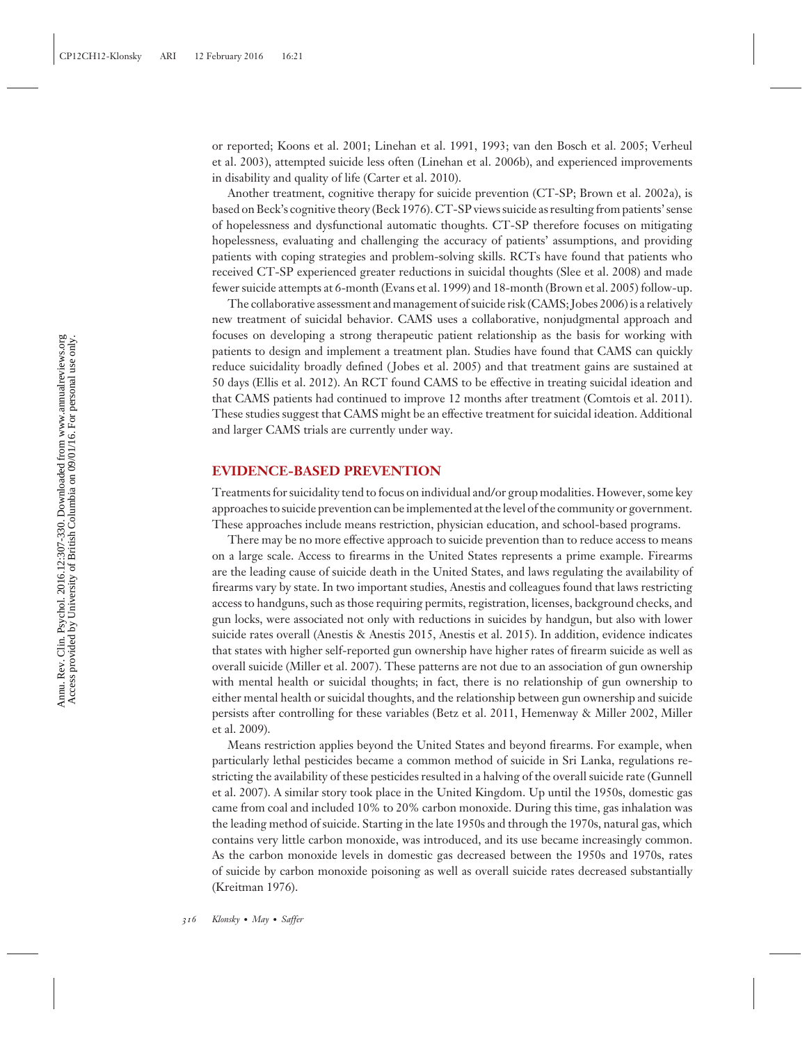or reported; Koons et al. 2001; Linehan et al. 1991, 1993; van den Bosch et al. 2005; Verheul et al. 2003), attempted suicide less often (Linehan et al. 2006b), and experienced improvements in disability and quality of life (Carter et al. 2010).

Another treatment, cognitive therapy for suicide prevention (CT-SP; Brown et al. 2002a), is based on Beck's cognitive theory (Beck 1976). CT-SP views suicide as resulting from patients' sense of hopelessness and dysfunctional automatic thoughts. CT-SP therefore focuses on mitigating hopelessness, evaluating and challenging the accuracy of patients' assumptions, and providing patients with coping strategies and problem-solving skills. RCTs have found that patients who received CT-SP experienced greater reductions in suicidal thoughts (Slee et al. 2008) and made fewer suicide attempts at 6-month (Evans et al. 1999) and 18-month (Brown et al. 2005) follow-up.

The collaborative assessment and management of suicide risk (CAMS; Jobes 2006) is a relatively new treatment of suicidal behavior. CAMS uses a collaborative, nonjudgmental approach and focuses on developing a strong therapeutic patient relationship as the basis for working with patients to design and implement a treatment plan. Studies have found that CAMS can quickly reduce suicidality broadly defined (Jobes et al. 2005) and that treatment gains are sustained at 50 days (Ellis et al. 2012). An RCT found CAMS to be effective in treating suicidal ideation and that CAMS patients had continued to improve 12 months after treatment (Comtois et al. 2011). These studies suggest that CAMS might be an effective treatment for suicidal ideation. Additional and larger CAMS trials are currently under way.

## EVIDENCE-BASED PREVENTION

Treatments for suicidality tend to focus on individual and/or group modalities. However, some key approaches to suicide prevention can be implemented at the level of the community or government. These approaches include means restriction, physician education, and school-based programs.

There may be no more effective approach to suicide prevention than to reduce access to means on a large scale. Access to firearms in the United States represents a prime example. Firearms are the leading cause of suicide death in the United States, and laws regulating the availability of firearms vary by state. In two important studies, Anestis and colleagues found that laws restricting access to handguns, such as those requiring permits, registration, licenses, background checks, and gun locks, were associated not only with reductions in suicides by handgun, but also with lower suicide rates overall (Anestis & Anestis 2015, Anestis et al. 2015). In addition, evidence indicates that states with higher self-reported gun ownership have higher rates of firearm suicide as well as overall suicide (Miller et al. 2007). These patterns are not due to an association of gun ownership with mental health or suicidal thoughts; in fact, there is no relationship of gun ownership to either mental health or suicidal thoughts, and the relationship between gun ownership and suicide persists after controlling for these variables (Betz et al. 2011, Hemenway & Miller 2002, Miller et al. 2009).

Means restriction applies beyond the United States and beyond firearms. For example, when particularly lethal pesticides became a common method of suicide in Sri Lanka, regulations restricting the availability of these pesticides resulted in a halving of the overall suicide rate (Gunnell et al. 2007). A similar story took place in the United Kingdom. Up until the 1950s, domestic gas came from coal and included 10% to 20% carbon monoxide. During this time, gas inhalation was the leading method of suicide. Starting in the late 1950s and through the 1970s, natural gas, which contains very little carbon monoxide, was introduced, and its use became increasingly common. As the carbon monoxide levels in domestic gas decreased between the 1950s and 1970s, rates of suicide by carbon monoxide poisoning as well as overall suicide rates decreased substantially (Kreitman 1976).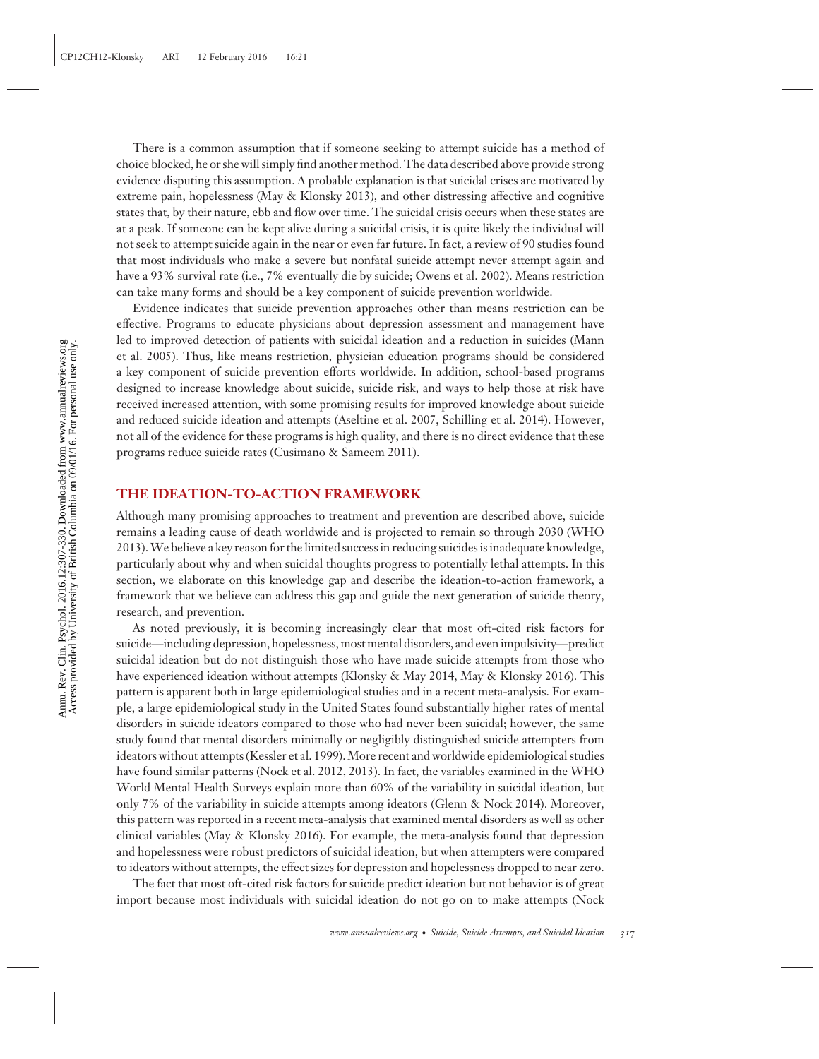There is a common assumption that if someone seeking to attempt suicide has a method of choice blocked, he or she will simply find another method. The data described above provide strong evidence disputing this assumption. A probable explanation is that suicidal crises are motivated by extreme pain, hopelessness (May & Klonsky 2013), and other distressing affective and cognitive states that, by their nature, ebb and flow over time. The suicidal crisis occurs when these states are at a peak. If someone can be kept alive during a suicidal crisis, it is quite likely the individual will not seek to attempt suicide again in the near or even far future. In fact, a review of 90 studies found that most individuals who make a severe but nonfatal suicide attempt never attempt again and have a 93% survival rate (i.e., 7% eventually die by suicide; Owens et al. 2002). Means restriction can take many forms and should be a key component of suicide prevention worldwide.

Evidence indicates that suicide prevention approaches other than means restriction can be effective. Programs to educate physicians about depression assessment and management have led to improved detection of patients with suicidal ideation and a reduction in suicides (Mann et al. 2005). Thus, like means restriction, physician education programs should be considered a key component of suicide prevention efforts worldwide. In addition, school-based programs designed to increase knowledge about suicide, suicide risk, and ways to help those at risk have received increased attention, with some promising results for improved knowledge about suicide and reduced suicide ideation and attempts (Aseltine et al. 2007, Schilling et al. 2014). However, not all of the evidence for these programs is high quality, and there is no direct evidence that these programs reduce suicide rates (Cusimano & Sameem 2011).

## THE IDEATION-TO-ACTION FRAMEWORK

Although many promising approaches to treatment and prevention are described above, suicide remains a leading cause of death worldwide and is projected to remain so through 2030 (WHO 2013). We believe a key reason for the limited success in reducing suicides is inadequate knowledge, particularly about why and when suicidal thoughts progress to potentially lethal attempts. In this section, we elaborate on this knowledge gap and describe the ideation-to-action framework, a framework that we believe can address this gap and guide the next generation of suicide theory, research, and prevention.

As noted previously, it is becoming increasingly clear that most oft-cited risk factors for suicide—including depression, hopelessness, most mental disorders, and even impulsivity—predict suicidal ideation but do not distinguish those who have made suicide attempts from those who have experienced ideation without attempts (Klonsky & May 2014, May & Klonsky 2016). This pattern is apparent both in large epidemiological studies and in a recent meta-analysis. For example, a large epidemiological study in the United States found substantially higher rates of mental disorders in suicide ideators compared to those who had never been suicidal; however, the same study found that mental disorders minimally or negligibly distinguished suicide attempters from ideators without attempts (Kessler et al. 1999). More recent and worldwide epidemiological studies have found similar patterns (Nock et al. 2012, 2013). In fact, the variables examined in the WHO World Mental Health Surveys explain more than 60% of the variability in suicidal ideation, but only 7% of the variability in suicide attempts among ideators (Glenn & Nock 2014). Moreover, this pattern was reported in a recent meta-analysis that examined mental disorders as well as other clinical variables (May & Klonsky 2016). For example, the meta-analysis found that depression and hopelessness were robust predictors of suicidal ideation, but when attempters were compared to ideators without attempts, the effect sizes for depression and hopelessness dropped to near zero.

The fact that most oft-cited risk factors for suicide predict ideation but not behavior is of great import because most individuals with suicidal ideation do not go on to make attempts (Nock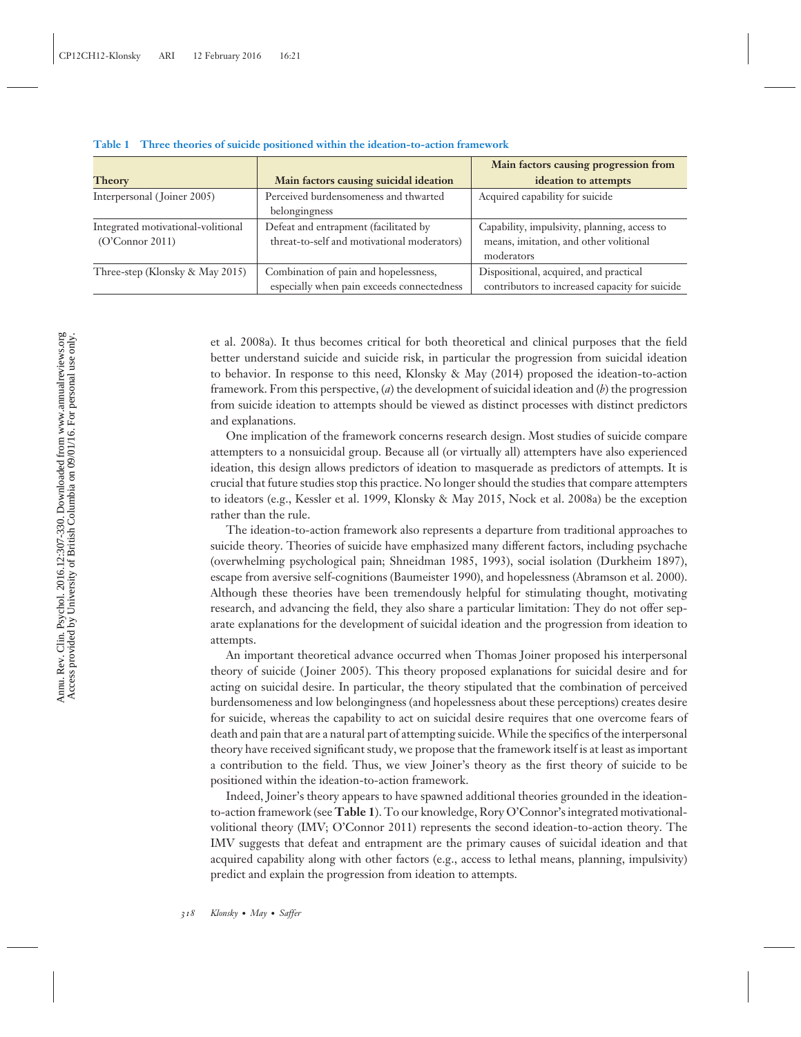**Table 1 Three theories of suicide positioned within the ideation-to-action framework**

| Theory | Main factors causing suicidal ideation | Main factors causing progression from ideation to attempts |
|---|---|---|
| Interpersonal (Joiner 2005) | Perceived burdensomeness and thwarted belongingness | Acquired capability for suicide |
| Integrated motivational-volitional (O'Connor 2011) | Defeat and entrapment (facilitated by threat-to-self and motivational moderators) | Capability, impulsivity, planning, access to means, imitation, and other volitional moderators |
| Three-step (Klonsky & May 2015) | Combination of pain and hopelessness, especially when pain exceeds connectedness | Dispositional, acquired, and practical contributors to increased capacity for suicide |

et al. 2008a). It thus becomes critical for both theoretical and clinical purposes that the field better understand suicide and suicide risk, in particular the progression from suicidal ideation to behavior. In response to this need, Klonsky & May (2014) proposed the ideation-to-action framework. From this perspective, (*a*) the development of suicidal ideation and (*b*) the progression from suicide ideation to attempts should be viewed as distinct processes with distinct predictors and explanations.

One implication of the framework concerns research design. Most studies of suicide compare attempters to a nonsuicidal group. Because all (or virtually all) attempters have also experienced ideation, this design allows predictors of ideation to masquerade as predictors of attempts. It is crucial that future studies stop this practice. No longer should the studies that compare attempters to ideators (e.g., Kessler et al. 1999, Klonsky & May 2015, Nock et al. 2008a) be the exception rather than the rule.

The ideation-to-action framework also represents a departure from traditional approaches to suicide theory. Theories of suicide have emphasized many different factors, including psychache (overwhelming psychological pain; Shneidman 1985, 1993), social isolation (Durkheim 1897), escape from aversive self-cognitions (Baumeister 1990), and hopelessness (Abramson et al. 2000). Although these theories have been tremendously helpful for stimulating thought, motivating research, and advancing the field, they also share a particular limitation: They do not offer separate explanations for the development of suicidal ideation and the progression from ideation to attempts.

An important theoretical advance occurred when Thomas Joiner proposed his interpersonal theory of suicide (Joiner 2005). This theory proposed explanations for suicidal desire and for acting on suicidal desire. In particular, the theory stipulated that the combination of perceived burdensomeness and low belongingness (and hopelessness about these perceptions) creates desire for suicide, whereas the capability to act on suicidal desire requires that one overcome fears of death and pain that are a natural part of attempting suicide. While the specifics of the interpersonal theory have received significant study, we propose that the framework itself is at least as important a contribution to the field. Thus, we view Joiner's theory as the first theory of suicide to be positioned within the ideation-to-action framework.

Indeed, Joiner's theory appears to have spawned additional theories grounded in the ideation-to-action framework (see **Table 1**). To our knowledge, Rory O'Connor's integrated motivational-volitional theory (IMV; O'Connor 2011) represents the second ideation-to-action theory. The IMV suggests that defeat and entrapment are the primary causes of suicidal ideation and that acquired capability along with other factors (e.g., access to lethal means, planning, impulsivity) predict and explain the progression from ideation to attempts.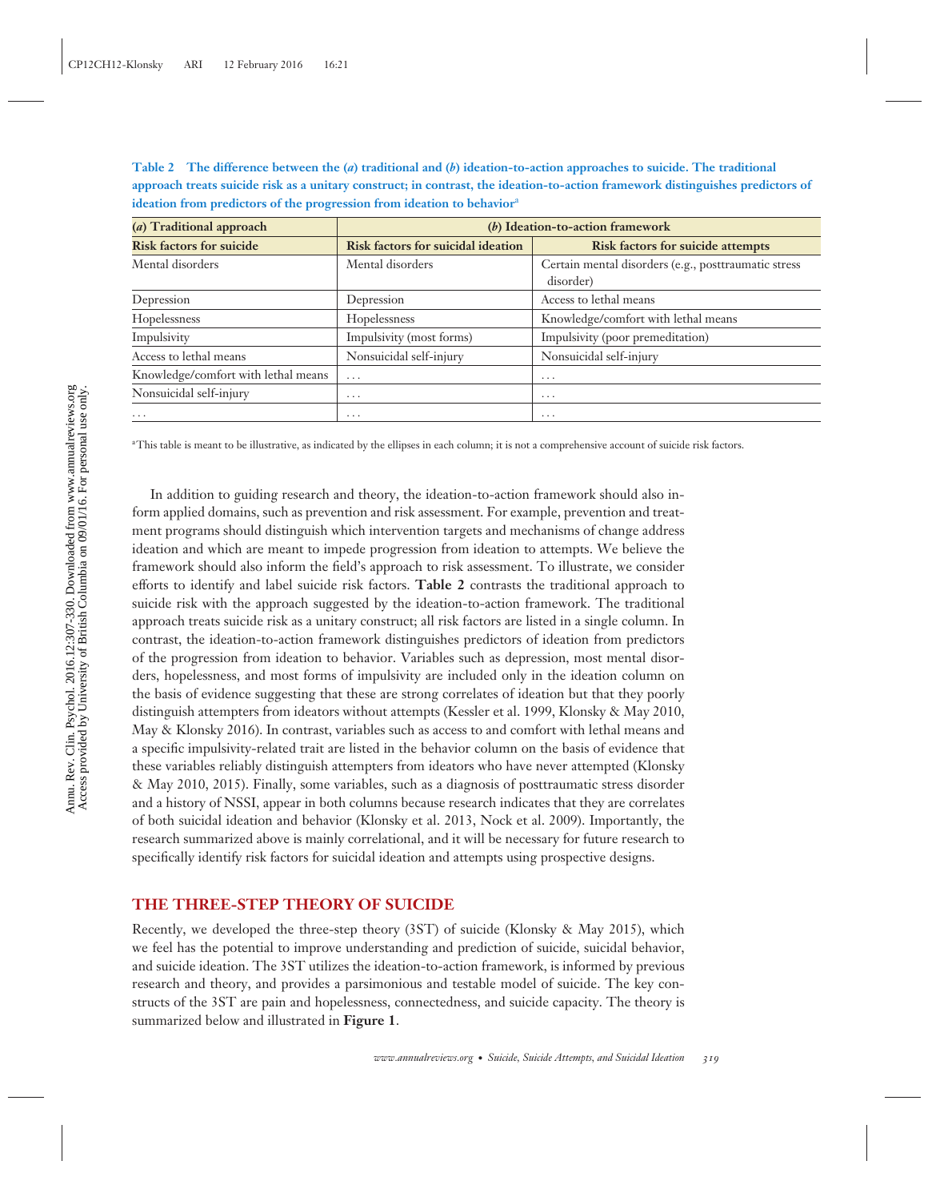**Table 2 The difference between the (*a*) traditional and (*b*) ideation-to-action approaches to suicide. The traditional approach treats suicide risk as a unitary construct; in contrast, the ideation-to-action framework distinguishes predictors of ideation from predictors of the progression from ideation to behavior[a]**

| (*a*) Traditional approach | (*b*) Ideation-to-action framework | |
|---|---|---|
| **Risk factors for suicide** | **Risk factors for suicidal ideation** | **Risk factors for suicide attempts** |
| Mental disorders | Mental disorders | Certain mental disorders (e.g., posttraumatic stress disorder) |
| Depression | Depression | Access to lethal means |
| Hopelessness | Hopelessness | Knowledge/comfort with lethal means |
| Impulsivity | Impulsivity (most forms) | Impulsivity (poor premeditation) |
| Access to lethal means | Nonsuicidal self-injury | Nonsuicidal self-injury |
| Knowledge/comfort with lethal means | . . . | . . . |
| Nonsuicidal self-injury | . . . | . . . |
| . . . | . . . | . . . |

[a]This table is meant to be illustrative, as indicated by the ellipses in each column; it is not a comprehensive account of suicide risk factors.

In addition to guiding research and theory, the ideation-to-action framework should also inform applied domains, such as prevention and risk assessment. For example, prevention and treatment programs should distinguish which intervention targets and mechanisms of change address ideation and which are meant to impede progression from ideation to attempts. We believe the framework should also inform the field's approach to risk assessment. To illustrate, we consider efforts to identify and label suicide risk factors. **Table 2** contrasts the traditional approach to suicide risk with the approach suggested by the ideation-to-action framework. The traditional approach treats suicide risk as a unitary construct; all risk factors are listed in a single column. In contrast, the ideation-to-action framework distinguishes predictors of ideation from predictors of the progression from ideation to behavior. Variables such as depression, most mental disorders, hopelessness, and most forms of impulsivity are included only in the ideation column on the basis of evidence suggesting that these are strong correlates of ideation but that they poorly distinguish attempters from ideators without attempts (Kessler et al. 1999, Klonsky & May 2010, May & Klonsky 2016). In contrast, variables such as access to and comfort with lethal means and a specific impulsivity-related trait are listed in the behavior column on the basis of evidence that these variables reliably distinguish attempters from ideators who have never attempted (Klonsky & May 2010, 2015). Finally, some variables, such as a diagnosis of posttraumatic stress disorder and a history of NSSI, appear in both columns because research indicates that they are correlates of both suicidal ideation and behavior (Klonsky et al. 2013, Nock et al. 2009). Importantly, the research summarized above is mainly correlational, and it will be necessary for future research to specifically identify risk factors for suicidal ideation and attempts using prospective designs.

## THE THREE-STEP THEORY OF SUICIDE

Recently, we developed the three-step theory (3ST) of suicide (Klonsky & May 2015), which we feel has the potential to improve understanding and prediction of suicide, suicidal behavior, and suicide ideation. The 3ST utilizes the ideation-to-action framework, is informed by previous research and theory, and provides a parsimonious and testable model of suicide. The key constructs of the 3ST are pain and hopelessness, connectedness, and suicide capacity. The theory is summarized below and illustrated in **Figure 1**.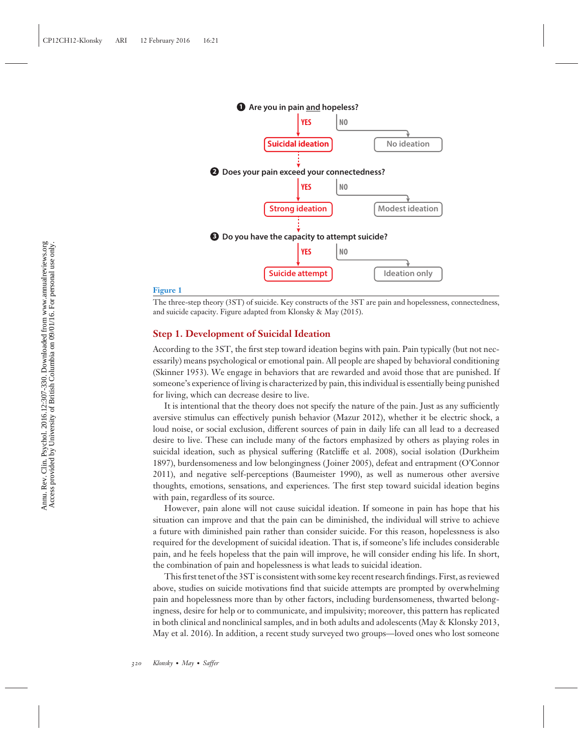❶ Are you in pain and hopeless?

YES → Suicidal ideation
NO → No ideation

❷ Does your pain exceed your connectedness?

YES → Strong ideation
NO → Modest ideation

❸ Do you have the capacity to attempt suicide?

YES → Suicide attempt
NO → Ideation only

**Figure 1**

The three-step theory (3ST) of suicide. Key constructs of the 3ST are pain and hopelessness, connectedness, and suicide capacity. Figure adapted from Klonsky & May (2015).

## Step 1. Development of Suicidal Ideation

According to the 3ST, the first step toward ideation begins with pain. Pain typically (but not necessarily) means psychological or emotional pain. All people are shaped by behavioral conditioning (Skinner 1953). We engage in behaviors that are rewarded and avoid those that are punished. If someone's experience of living is characterized by pain, this individual is essentially being punished for living, which can decrease desire to live.

It is intentional that the theory does not specify the nature of the pain. Just as any sufficiently aversive stimulus can effectively punish behavior (Mazur 2012), whether it be electric shock, a loud noise, or social exclusion, different sources of pain in daily life can all lead to a decreased desire to live. These can include many of the factors emphasized by others as playing roles in suicidal ideation, such as physical suffering (Ratcliffe et al. 2008), social isolation (Durkheim 1897), burdensomeness and low belongingness (Joiner 2005), defeat and entrapment (O'Connor 2011), and negative self-perceptions (Baumeister 1990), as well as numerous other aversive thoughts, emotions, sensations, and experiences. The first step toward suicidal ideation begins with pain, regardless of its source.

However, pain alone will not cause suicidal ideation. If someone in pain has hope that his situation can improve and that the pain can be diminished, the individual will strive to achieve a future with diminished pain rather than consider suicide. For this reason, hopelessness is also required for the development of suicidal ideation. That is, if someone's life includes considerable pain, and he feels hopeless that the pain will improve, he will consider ending his life. In short, the combination of pain and hopelessness is what leads to suicidal ideation.

This first tenet of the 3ST is consistent with some key recent research findings. First, as reviewed above, studies on suicide motivations find that suicide attempts are prompted by overwhelming pain and hopelessness more than by other factors, including burdensomeness, thwarted belongingness, desire for help or to communicate, and impulsivity; moreover, this pattern has replicated in both clinical and nonclinical samples, and in both adults and adolescents (May & Klonsky 2013, May et al. 2016). In addition, a recent study surveyed two groups—loved ones who lost someone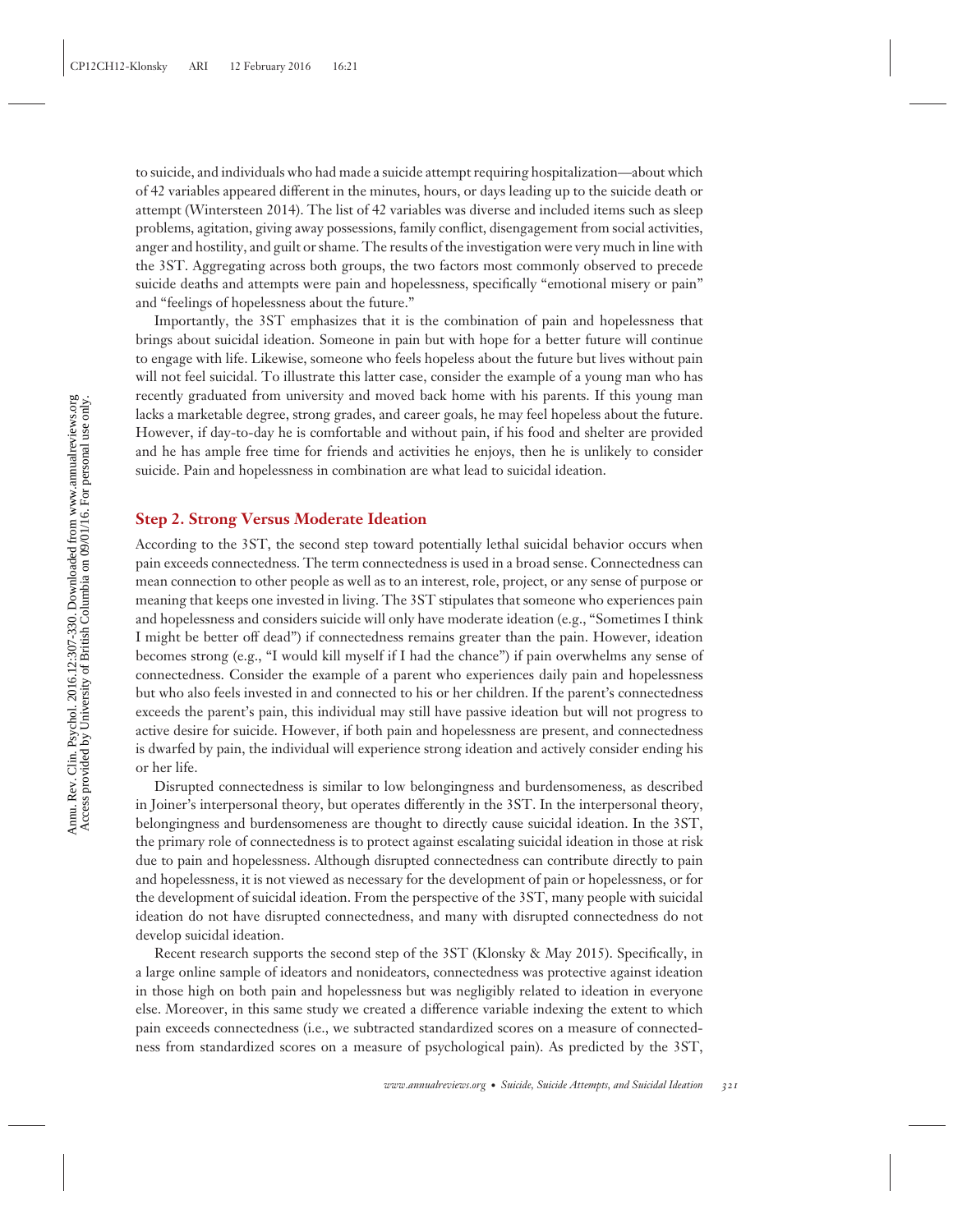to suicide, and individuals who had made a suicide attempt requiring hospitalization—about which of 42 variables appeared different in the minutes, hours, or days leading up to the suicide death or attempt (Wintersteen 2014). The list of 42 variables was diverse and included items such as sleep problems, agitation, giving away possessions, family conflict, disengagement from social activities, anger and hostility, and guilt or shame. The results of the investigation were very much in line with the 3ST. Aggregating across both groups, the two factors most commonly observed to precede suicide deaths and attempts were pain and hopelessness, specifically "emotional misery or pain" and "feelings of hopelessness about the future."

Importantly, the 3ST emphasizes that it is the combination of pain and hopelessness that brings about suicidal ideation. Someone in pain but with hope for a better future will continue to engage with life. Likewise, someone who feels hopeless about the future but lives without pain will not feel suicidal. To illustrate this latter case, consider the example of a young man who has recently graduated from university and moved back home with his parents. If this young man lacks a marketable degree, strong grades, and career goals, he may feel hopeless about the future. However, if day-to-day he is comfortable and without pain, if his food and shelter are provided and he has ample free time for friends and activities he enjoys, then he is unlikely to consider suicide. Pain and hopelessness in combination are what lead to suicidal ideation.

### Step 2. Strong Versus Moderate Ideation

According to the 3ST, the second step toward potentially lethal suicidal behavior occurs when pain exceeds connectedness. The term connectedness is used in a broad sense. Connectedness can mean connection to other people as well as to an interest, role, project, or any sense of purpose or meaning that keeps one invested in living. The 3ST stipulates that someone who experiences pain and hopelessness and considers suicide will only have moderate ideation (e.g., "Sometimes I think I might be better off dead") if connectedness remains greater than the pain. However, ideation becomes strong (e.g., "I would kill myself if I had the chance") if pain overwhelms any sense of connectedness. Consider the example of a parent who experiences daily pain and hopelessness but who also feels invested in and connected to his or her children. If the parent's connectedness exceeds the parent's pain, this individual may still have passive ideation but will not progress to active desire for suicide. However, if both pain and hopelessness are present, and connectedness is dwarfed by pain, the individual will experience strong ideation and actively consider ending his or her life.

Disrupted connectedness is similar to low belongingness and burdensomeness, as described in Joiner's interpersonal theory, but operates differently in the 3ST. In the interpersonal theory, belongingness and burdensomeness are thought to directly cause suicidal ideation. In the 3ST, the primary role of connectedness is to protect against escalating suicidal ideation in those at risk due to pain and hopelessness. Although disrupted connectedness can contribute directly to pain and hopelessness, it is not viewed as necessary for the development of pain or hopelessness, or for the development of suicidal ideation. From the perspective of the 3ST, many people with suicidal ideation do not have disrupted connectedness, and many with disrupted connectedness do not develop suicidal ideation.

Recent research supports the second step of the 3ST (Klonsky & May 2015). Specifically, in a large online sample of ideators and nonideators, connectedness was protective against ideation in those high on both pain and hopelessness but was negligibly related to ideation in everyone else. Moreover, in this same study we created a difference variable indexing the extent to which pain exceeds connectedness (i.e., we subtracted standardized scores on a measure of connectedness from standardized scores on a measure of psychological pain). As predicted by the 3ST,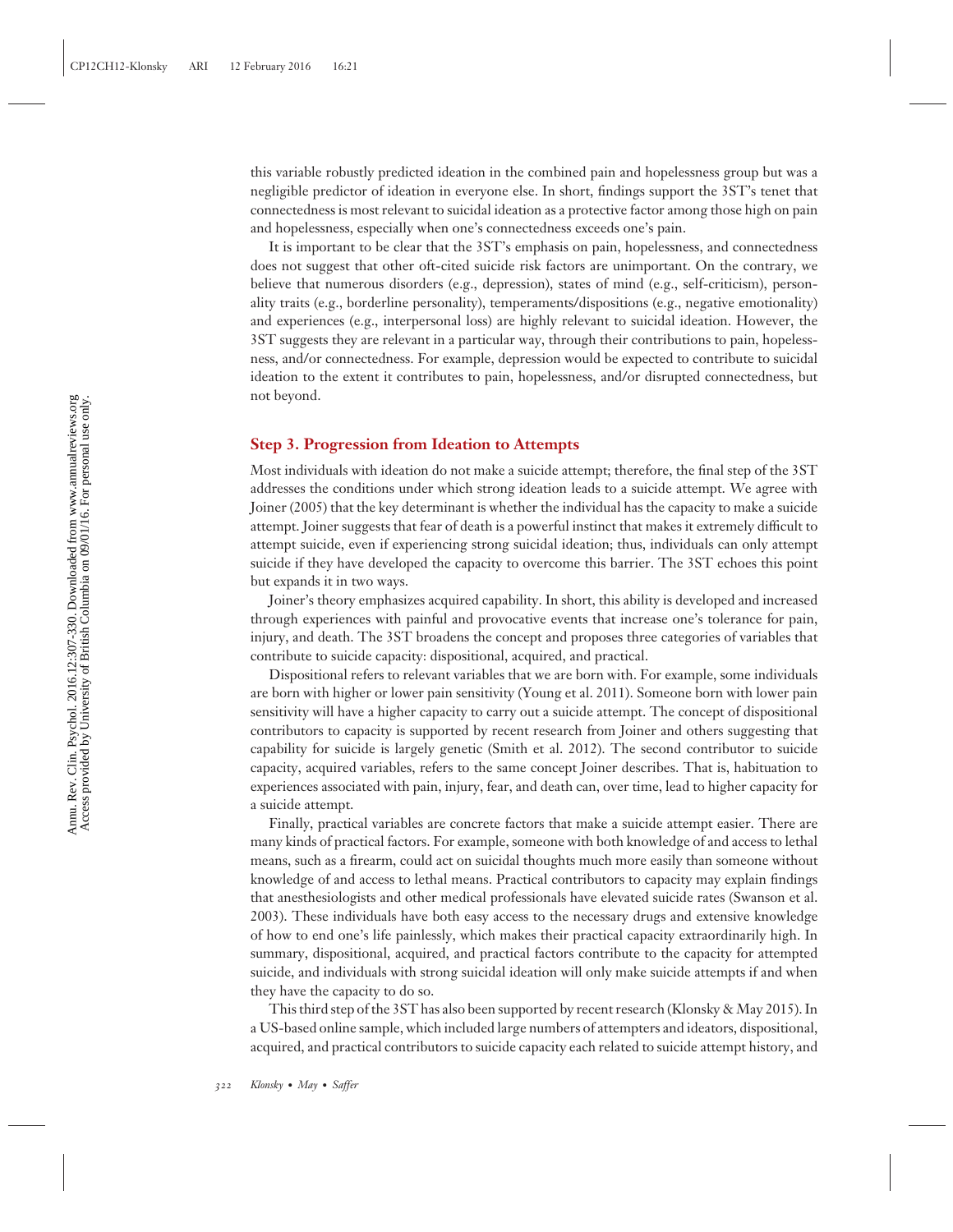this variable robustly predicted ideation in the combined pain and hopelessness group but was a negligible predictor of ideation in everyone else. In short, findings support the 3ST's tenet that connectedness is most relevant to suicidal ideation as a protective factor among those high on pain and hopelessness, especially when one's connectedness exceeds one's pain.

It is important to be clear that the 3ST's emphasis on pain, hopelessness, and connectedness does not suggest that other oft-cited suicide risk factors are unimportant. On the contrary, we believe that numerous disorders (e.g., depression), states of mind (e.g., self-criticism), personality traits (e.g., borderline personality), temperaments/dispositions (e.g., negative emotionality) and experiences (e.g., interpersonal loss) are highly relevant to suicidal ideation. However, the 3ST suggests they are relevant in a particular way, through their contributions to pain, hopelessness, and/or connectedness. For example, depression would be expected to contribute to suicidal ideation to the extent it contributes to pain, hopelessness, and/or disrupted connectedness, but not beyond.

### Step 3. Progression from Ideation to Attempts

Most individuals with ideation do not make a suicide attempt; therefore, the final step of the 3ST addresses the conditions under which strong ideation leads to a suicide attempt. We agree with Joiner (2005) that the key determinant is whether the individual has the capacity to make a suicide attempt. Joiner suggests that fear of death is a powerful instinct that makes it extremely difficult to attempt suicide, even if experiencing strong suicidal ideation; thus, individuals can only attempt suicide if they have developed the capacity to overcome this barrier. The 3ST echoes this point but expands it in two ways.

Joiner's theory emphasizes acquired capability. In short, this ability is developed and increased through experiences with painful and provocative events that increase one's tolerance for pain, injury, and death. The 3ST broadens the concept and proposes three categories of variables that contribute to suicide capacity: dispositional, acquired, and practical.

Dispositional refers to relevant variables that we are born with. For example, some individuals are born with higher or lower pain sensitivity (Young et al. 2011). Someone born with lower pain sensitivity will have a higher capacity to carry out a suicide attempt. The concept of dispositional contributors to capacity is supported by recent research from Joiner and others suggesting that capability for suicide is largely genetic (Smith et al. 2012). The second contributor to suicide capacity, acquired variables, refers to the same concept Joiner describes. That is, habituation to experiences associated with pain, injury, fear, and death can, over time, lead to higher capacity for a suicide attempt.

Finally, practical variables are concrete factors that make a suicide attempt easier. There are many kinds of practical factors. For example, someone with both knowledge of and access to lethal means, such as a firearm, could act on suicidal thoughts much more easily than someone without knowledge of and access to lethal means. Practical contributors to capacity may explain findings that anesthesiologists and other medical professionals have elevated suicide rates (Swanson et al. 2003). These individuals have both easy access to the necessary drugs and extensive knowledge of how to end one's life painlessly, which makes their practical capacity extraordinarily high. In summary, dispositional, acquired, and practical factors contribute to the capacity for attempted suicide, and individuals with strong suicidal ideation will only make suicide attempts if and when they have the capacity to do so.

This third step of the 3ST has also been supported by recent research (Klonsky & May 2015). In a US-based online sample, which included large numbers of attempters and ideators, dispositional, acquired, and practical contributors to suicide capacity each related to suicide attempt history, and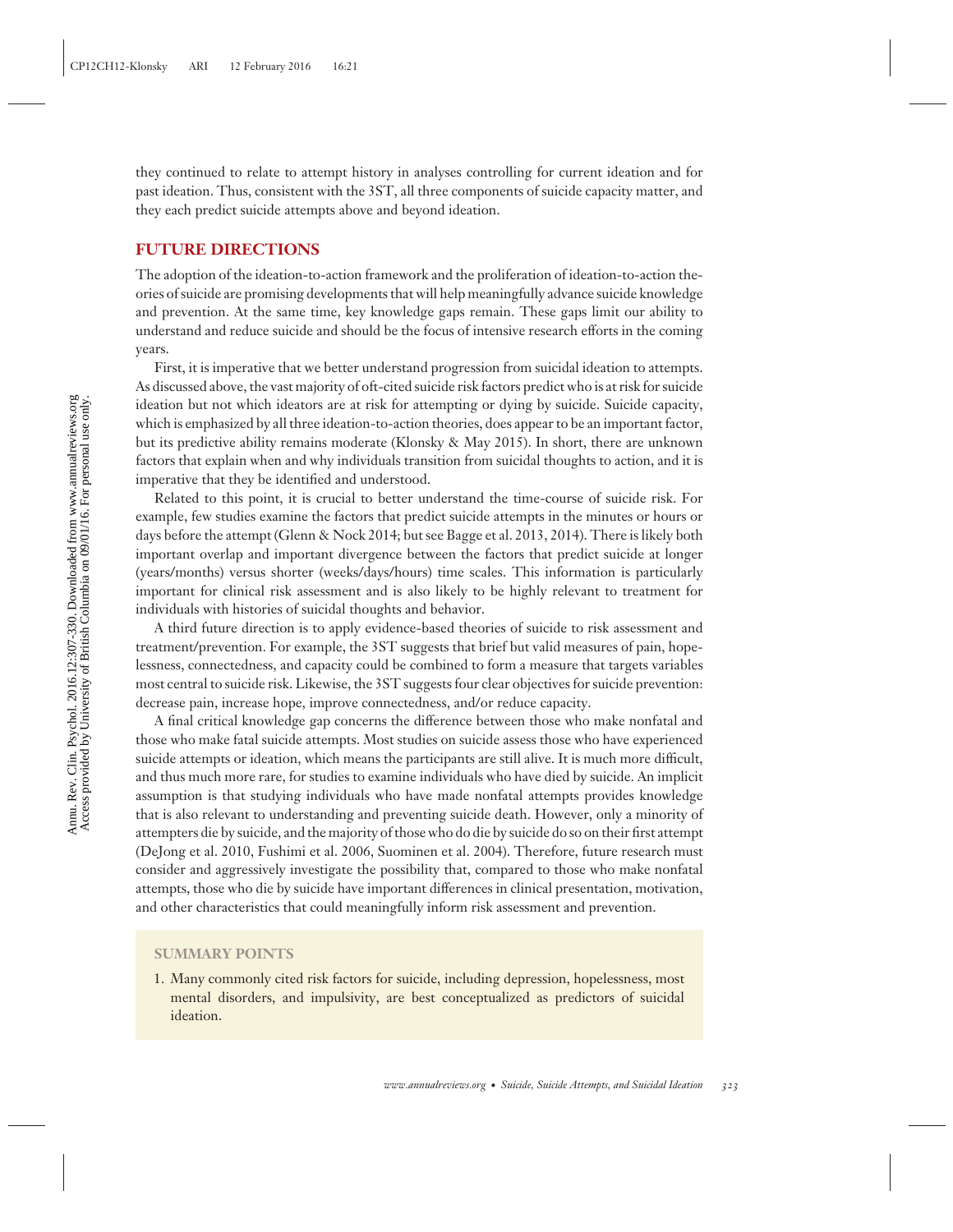they continued to relate to attempt history in analyses controlling for current ideation and for past ideation. Thus, consistent with the 3ST, all three components of suicide capacity matter, and they each predict suicide attempts above and beyond ideation.

## FUTURE DIRECTIONS

The adoption of the ideation-to-action framework and the proliferation of ideation-to-action theories of suicide are promising developments that will help meaningfully advance suicide knowledge and prevention. At the same time, key knowledge gaps remain. These gaps limit our ability to understand and reduce suicide and should be the focus of intensive research efforts in the coming years.

First, it is imperative that we better understand progression from suicidal ideation to attempts. As discussed above, the vast majority of oft-cited suicide risk factors predict who is at risk for suicide ideation but not which ideators are at risk for attempting or dying by suicide. Suicide capacity, which is emphasized by all three ideation-to-action theories, does appear to be an important factor, but its predictive ability remains moderate (Klonsky & May 2015). In short, there are unknown factors that explain when and why individuals transition from suicidal thoughts to action, and it is imperative that they be identified and understood.

Related to this point, it is crucial to better understand the time-course of suicide risk. For example, few studies examine the factors that predict suicide attempts in the minutes or hours or days before the attempt (Glenn & Nock 2014; but see Bagge et al. 2013, 2014). There is likely both important overlap and important divergence between the factors that predict suicide at longer (years/months) versus shorter (weeks/days/hours) time scales. This information is particularly important for clinical risk assessment and is also likely to be highly relevant to treatment for individuals with histories of suicidal thoughts and behavior.

A third future direction is to apply evidence-based theories of suicide to risk assessment and treatment/prevention. For example, the 3ST suggests that brief but valid measures of pain, hopelessness, connectedness, and capacity could be combined to form a measure that targets variables most central to suicide risk. Likewise, the 3ST suggests four clear objectives for suicide prevention: decrease pain, increase hope, improve connectedness, and/or reduce capacity.

A final critical knowledge gap concerns the difference between those who make nonfatal and those who make fatal suicide attempts. Most studies on suicide assess those who have experienced suicide attempts or ideation, which means the participants are still alive. It is much more difficult, and thus much more rare, for studies to examine individuals who have died by suicide. An implicit assumption is that studying individuals who have made nonfatal attempts provides knowledge that is also relevant to understanding and preventing suicide death. However, only a minority of attempters die by suicide, and the majority of those who do die by suicide do so on their first attempt (DeJong et al. 2010, Fushimi et al. 2006, Suominen et al. 2004). Therefore, future research must consider and aggressively investigate the possibility that, compared to those who make nonfatal attempts, those who die by suicide have important differences in clinical presentation, motivation, and other characteristics that could meaningfully inform risk assessment and prevention.

### SUMMARY POINTS

1. Many commonly cited risk factors for suicide, including depression, hopelessness, most mental disorders, and impulsivity, are best conceptualized as predictors of suicidal ideation.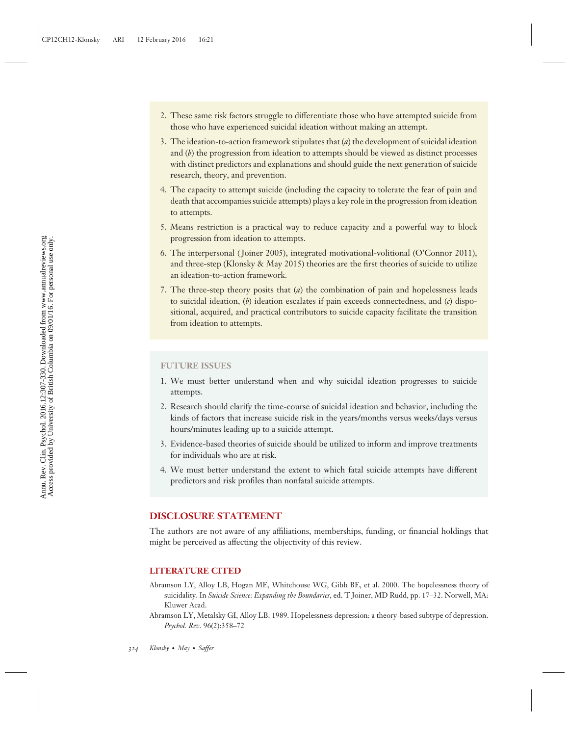2. These same risk factors struggle to differentiate those who have attempted suicide from those who have experienced suicidal ideation without making an attempt.
3. The ideation-to-action framework stipulates that (*a*) the development of suicidal ideation and (*b*) the progression from ideation to attempts should be viewed as distinct processes with distinct predictors and explanations and should guide the next generation of suicide research, theory, and prevention.
4. The capacity to attempt suicide (including the capacity to tolerate the fear of pain and death that accompanies suicide attempts) plays a key role in the progression from ideation to attempts.
5. Means restriction is a practical way to reduce capacity and a powerful way to block progression from ideation to attempts.
6. The interpersonal (Joiner 2005), integrated motivational-volitional (O'Connor 2011), and three-step (Klonsky & May 2015) theories are the first theories of suicide to utilize an ideation-to-action framework.
7. The three-step theory posits that (*a*) the combination of pain and hopelessness leads to suicidal ideation, (*b*) ideation escalates if pain exceeds connectedness, and (*c*) dispositional, acquired, and practical contributors to suicide capacity facilitate the transition from ideation to attempts.

### FUTURE ISSUES

1. We must better understand when and why suicidal ideation progresses to suicide attempts.
2. Research should clarify the time-course of suicidal ideation and behavior, including the kinds of factors that increase suicide risk in the years/months versus weeks/days versus hours/minutes leading up to a suicide attempt.
3. Evidence-based theories of suicide should be utilized to inform and improve treatments for individuals who are at risk.
4. We must better understand the extent to which fatal suicide attempts have different predictors and risk profiles than nonfatal suicide attempts.

## DISCLOSURE STATEMENT

The authors are not aware of any affiliations, memberships, funding, or financial holdings that might be perceived as affecting the objectivity of this review.

## LITERATURE CITED

Abramson LY, Alloy LB, Hogan ME, Whitehouse WG, Gibb BE, et al. 2000. The hopelessness theory of suicidality. In *Suicide Science: Expanding the Boundaries*, ed. T Joiner, MD Rudd, pp. 17–32. Norwell, MA: Kluwer Acad.

Abramson LY, Metalsky GI, Alloy LB. 1989. Hopelessness depression: a theory-based subtype of depression. *Psychol. Rev.* 96(2):358–72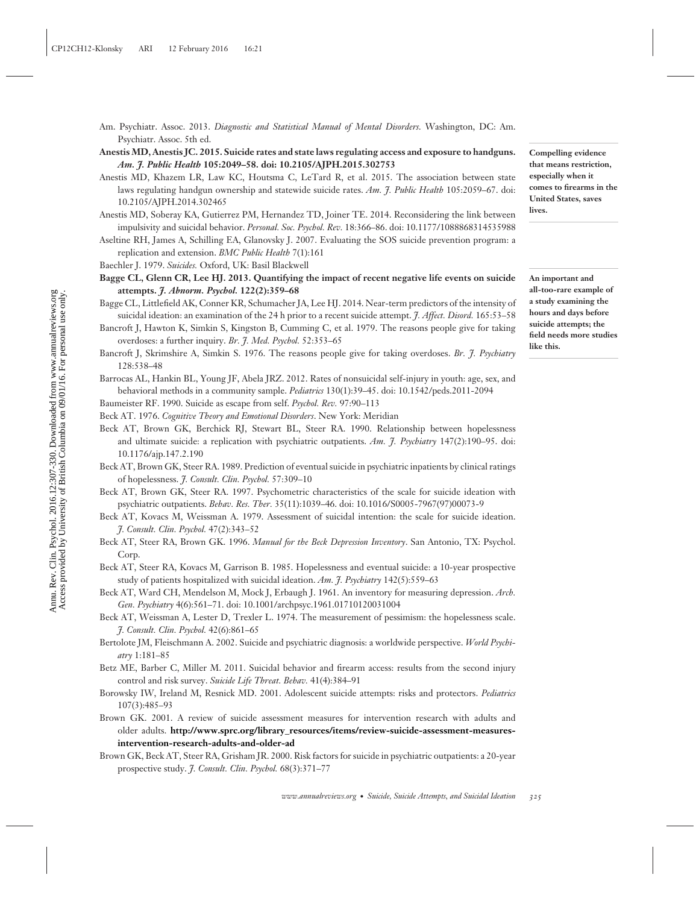Am. Psychiatr. Assoc. 2013. *Diagnostic and Statistical Manual of Mental Disorders.* Washington, DC: Am. Psychiatr. Assoc. 5th ed.

**Anestis MD, Anestis JC. 2015. Suicide rates and state laws regulating access and exposure to handguns. *Am. J. Public Health* 105:2049–58. doi: 10.2105/AJPH.2015.302753**

**Compelling evidence that means restriction, especially when it comes to firearms in the United States, saves lives.**

Anestis MD, Khazem LR, Law KC, Houtsma C, LeTard R, et al. 2015. The association between state laws regulating handgun ownership and statewide suicide rates. *Am. J. Public Health* 105:2059–67. doi: 10.2105/AJPH.2014.302465

Anestis MD, Soberay KA, Gutierrez PM, Hernandez TD, Joiner TE. 2014. Reconsidering the link between impulsivity and suicidal behavior. *Personal. Soc. Psychol. Rev.* 18:366–86. doi: 10.1177/1088868314535988

Aseltine RH, James A, Schilling EA, Glanovsky J. 2007. Evaluating the SOS suicide prevention program: a replication and extension. *BMC Public Health* 7(1):161

Baechler J. 1979. *Suicides.* Oxford, UK: Basil Blackwell

**Bagge CL, Glenn CR, Lee HJ. 2013. Quantifying the impact of recent negative life events on suicide attempts. *J. Abnorm. Psychol.* 122(2):359–68**

**An important and all-too-rare example of a study examining the hours and days before suicide attempts; the field needs more studies like this.**

Bagge CL, Littlefield AK, Conner KR, Schumacher JA, Lee HJ. 2014. Near-term predictors of the intensity of suicidal ideation: an examination of the 24 h prior to a recent suicide attempt. *J. Affect. Disord.* 165:53–58

Bancroft J, Hawton K, Simkin S, Kingston B, Cumming C, et al. 1979. The reasons people give for taking overdoses: a further inquiry. *Br. J. Med. Psychol.* 52:353–65

Bancroft J, Skrimshire A, Simkin S. 1976. The reasons people give for taking overdoses. *Br. J. Psychiatry* 128:538–48

Barrocas AL, Hankin BL, Young JF, Abela JRZ. 2012. Rates of nonsuicidal self-injury in youth: age, sex, and behavioral methods in a community sample. *Pediatrics* 130(1):39–45. doi: 10.1542/peds.2011-2094

Baumeister RF. 1990. Suicide as escape from self. *Psychol. Rev.* 97:90–113

Beck AT. 1976. *Cognitive Theory and Emotional Disorders*. New York: Meridian

Beck AT, Brown GK, Berchick RJ, Stewart BL, Steer RA. 1990. Relationship between hopelessness and ultimate suicide: a replication with psychiatric outpatients. *Am. J. Psychiatry* 147(2):190–95. doi: 10.1176/ajp.147.2.190

Beck AT, Brown GK, Steer RA. 1989. Prediction of eventual suicide in psychiatric inpatients by clinical ratings of hopelessness. *J. Consult. Clin. Psychol.* 57:309–10

Beck AT, Brown GK, Steer RA. 1997. Psychometric characteristics of the scale for suicide ideation with psychiatric outpatients. *Behav. Res. Ther.* 35(11):1039–46. doi: 10.1016/S0005-7967(97)00073-9

Beck AT, Kovacs M, Weissman A. 1979. Assessment of suicidal intention: the scale for suicide ideation. *J. Consult. Clin. Psychol.* 47(2):343–52

Beck AT, Steer RA, Brown GK. 1996. *Manual for the Beck Depression Inventory*. San Antonio, TX: Psychol. Corp.

Beck AT, Steer RA, Kovacs M, Garrison B. 1985. Hopelessness and eventual suicide: a 10-year prospective study of patients hospitalized with suicidal ideation. *Am. J. Psychiatry* 142(5):559–63

Beck AT, Ward CH, Mendelson M, Mock J, Erbaugh J. 1961. An inventory for measuring depression. *Arch. Gen. Psychiatry* 4(6):561–71. doi: 10.1001/archpsyc.1961.01710120031004

Beck AT, Weissman A, Lester D, Trexler L. 1974. The measurement of pessimism: the hopelessness scale. *J. Consult. Clin. Psychol.* 42(6):861–65

Bertolote JM, Fleischmann A. 2002. Suicide and psychiatric diagnosis: a worldwide perspective. *World Psychiatry* 1:181–85

Betz ME, Barber C, Miller M. 2011. Suicidal behavior and firearm access: results from the second injury control and risk survey. *Suicide Life Threat. Behav.* 41(4):384–91

Borowsky IW, Ireland M, Resnick MD. 2001. Adolescent suicide attempts: risks and protectors. *Pediatrics* 107(3):485–93

Brown GK. 2001. A review of suicide assessment measures for intervention research with adults and older adults. **http://www.sprc.org/library_resources/items/review-suicide-assessment-measures-intervention-research-adults-and-older-ad**

Brown GK, Beck AT, Steer RA, Grisham JR. 2000. Risk factors for suicide in psychiatric outpatients: a 20-year prospective study. *J. Consult. Clin. Psychol.* 68(3):371–77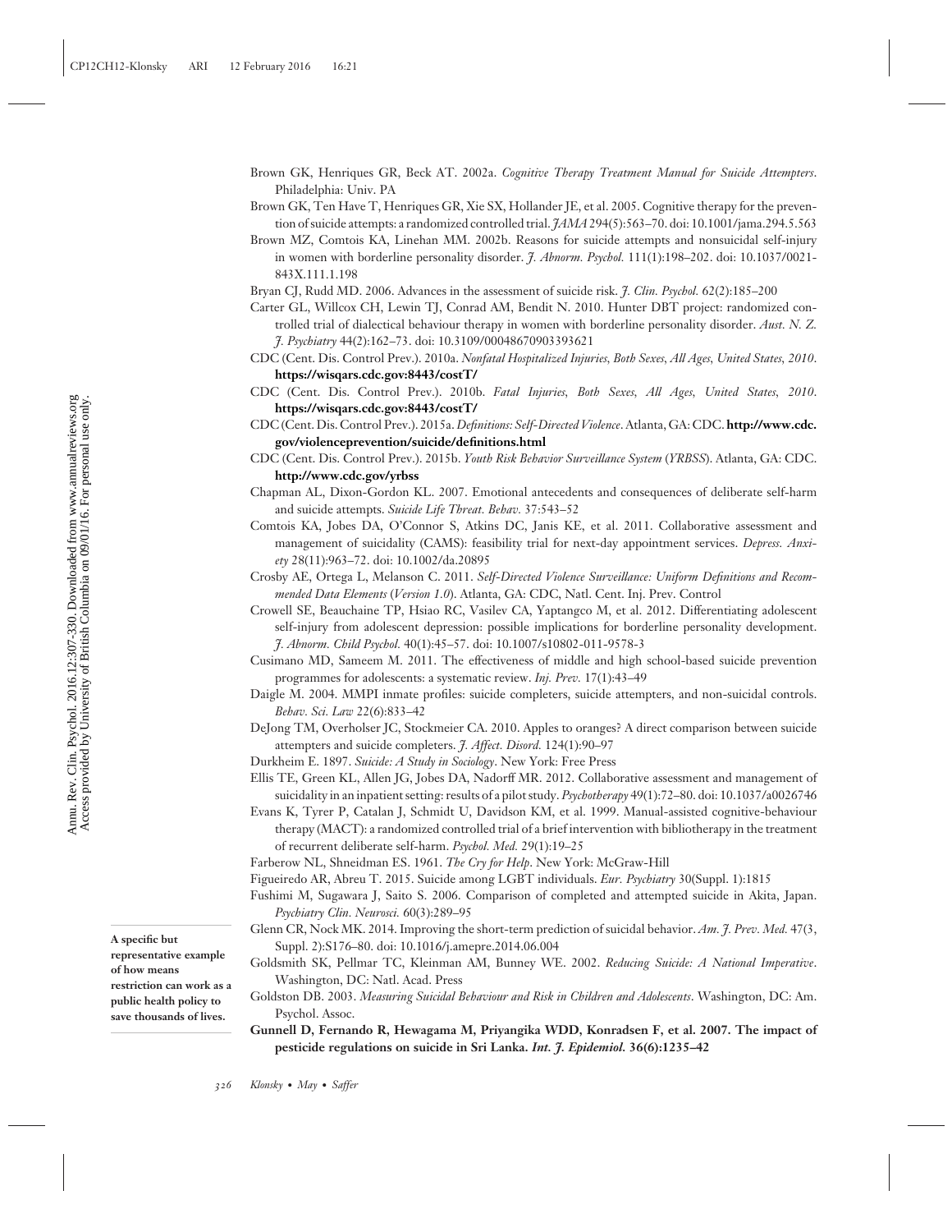Brown GK, Henriques GR, Beck AT. 2002a. *Cognitive Therapy Treatment Manual for Suicide Attempters*. Philadelphia: Univ. PA

Brown GK, Ten Have T, Henriques GR, Xie SX, Hollander JE, et al. 2005. Cognitive therapy for the prevention of suicide attempts: a randomized controlled trial. *JAMA* 294(5):563–70. doi: 10.1001/jama.294.5.563

Brown MZ, Comtois KA, Linehan MM. 2002b. Reasons for suicide attempts and nonsuicidal self-injury in women with borderline personality disorder. *J. Abnorm. Psychol.* 111(1):198–202. doi: 10.1037/0021-843X.111.1.198

Bryan CJ, Rudd MD. 2006. Advances in the assessment of suicide risk. *J. Clin. Psychol.* 62(2):185–200

Carter GL, Willcox CH, Lewin TJ, Conrad AM, Bendit N. 2010. Hunter DBT project: randomized controlled trial of dialectical behaviour therapy in women with borderline personality disorder. *Aust. N. Z. J. Psychiatry* 44(2):162–73. doi: 10.3109/00048670903393621

CDC (Cent. Dis. Control Prev.). 2010a. *Nonfatal Hospitalized Injuries, Both Sexes, All Ages, United States, 2010*. **https://wisqars.cdc.gov:8443/costT/**

CDC (Cent. Dis. Control Prev.). 2010b. *Fatal Injuries, Both Sexes, All Ages, United States, 2010*. **https://wisqars.cdc.gov:8443/costT/**

CDC (Cent. Dis. Control Prev.). 2015a. *Definitions: Self-Directed Violence*. Atlanta, GA: CDC. **http://www.cdc.gov/violenceprevention/suicide/definitions.html**

CDC (Cent. Dis. Control Prev.). 2015b. *Youth Risk Behavior Surveillance System (YRBSS)*. Atlanta, GA: CDC. **http://www.cdc.gov/yrbss**

Chapman AL, Dixon-Gordon KL. 2007. Emotional antecedents and consequences of deliberate self-harm and suicide attempts. *Suicide Life Threat. Behav.* 37:543–52

Comtois KA, Jobes DA, O'Connor S, Atkins DC, Janis KE, et al. 2011. Collaborative assessment and management of suicidality (CAMS): feasibility trial for next-day appointment services. *Depress. Anxiety* 28(11):963–72. doi: 10.1002/da.20895

Crosby AE, Ortega L, Melanson C. 2011. *Self-Directed Violence Surveillance: Uniform Definitions and Recommended Data Elements (Version 1.0)*. Atlanta, GA: CDC, Natl. Cent. Inj. Prev. Control

Crowell SE, Beauchaine TP, Hsiao RC, Vasilev CA, Yaptangco M, et al. 2012. Differentiating adolescent self-injury from adolescent depression: possible implications for borderline personality development. *J. Abnorm. Child Psychol.* 40(1):45–57. doi: 10.1007/s10802-011-9578-3

Cusimano MD, Sameem M. 2011. The effectiveness of middle and high school-based suicide prevention programmes for adolescents: a systematic review. *Inj. Prev.* 17(1):43–49

Daigle M. 2004. MMPI inmate profiles: suicide completers, suicide attempters, and non-suicidal controls. *Behav. Sci. Law* 22(6):833–42

DeJong TM, Overholser JC, Stockmeier CA. 2010. Apples to oranges? A direct comparison between suicide attempters and suicide completers. *J. Affect. Disord.* 124(1):90–97

Durkheim E. 1897. *Suicide: A Study in Sociology*. New York: Free Press

Ellis TE, Green KL, Allen JG, Jobes DA, Nadorff MR. 2012. Collaborative assessment and management of suicidality in an inpatient setting: results of a pilot study. *Psychotherapy* 49(1):72–80. doi: 10.1037/a0026746

Evans K, Tyrer P, Catalan J, Schmidt U, Davidson KM, et al. 1999. Manual-assisted cognitive-behaviour therapy (MACT): a randomized controlled trial of a brief intervention with bibliotherapy in the treatment of recurrent deliberate self-harm. *Psychol. Med.* 29(1):19–25

Farberow NL, Shneidman ES. 1961. *The Cry for Help*. New York: McGraw-Hill

Figueiredo AR, Abreu T. 2015. Suicide among LGBT individuals. *Eur. Psychiatry* 30(Suppl. 1):1815

Fushimi M, Sugawara J, Saito S. 2006. Comparison of completed and attempted suicide in Akita, Japan. *Psychiatry Clin. Neurosci.* 60(3):289–95

Glenn CR, Nock MK. 2014. Improving the short-term prediction of suicidal behavior. *Am. J. Prev. Med.* 47(3, Suppl. 2):S176–80. doi: 10.1016/j.amepre.2014.06.004

Goldsmith SK, Pellmar TC, Kleinman AM, Bunney WE. 2002. *Reducing Suicide: A National Imperative*. Washington, DC: Natl. Acad. Press

Goldston DB. 2003. *Measuring Suicidal Behaviour and Risk in Children and Adolescents*. Washington, DC: Am. Psychol. Assoc.

**Gunnell D, Fernando R, Hewagama M, Priyangika WDD, Konradsen F, et al. 2007. The impact of pesticide regulations on suicide in Sri Lanka. *Int. J. Epidemiol.* 36(6):1235–42**

**A specific but representative example of how means restriction can work as a public health policy to save thousands of lives.**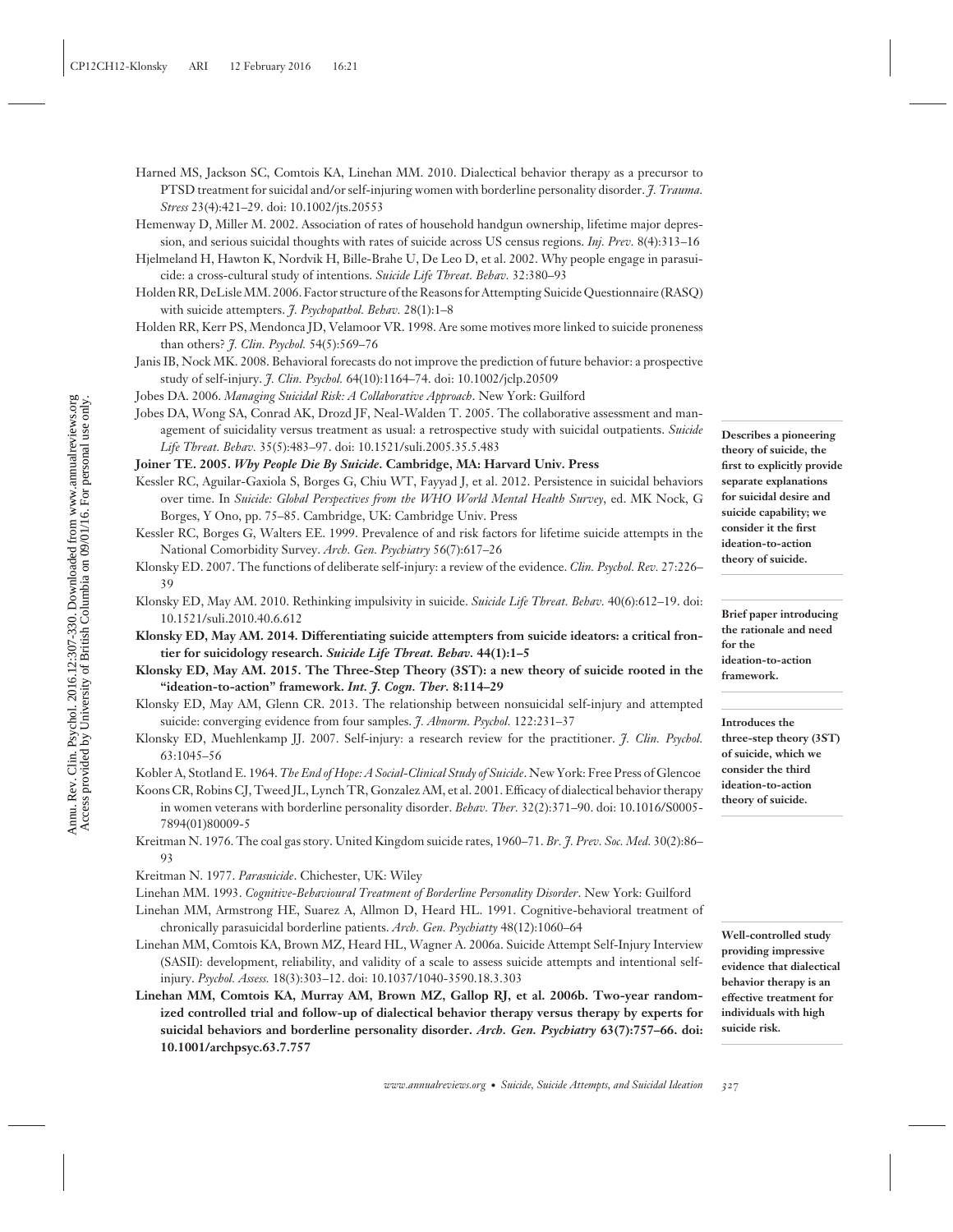Harned MS, Jackson SC, Comtois KA, Linehan MM. 2010. Dialectical behavior therapy as a precursor to PTSD treatment for suicidal and/or self-injuring women with borderline personality disorder. *J. Trauma. Stress* 23(4):421–29. doi: 10.1002/jts.20553

Hemenway D, Miller M. 2002. Association of rates of household handgun ownership, lifetime major depression, and serious suicidal thoughts with rates of suicide across US census regions. *Inj. Prev.* 8(4):313–16

Hjelmeland H, Hawton K, Nordvik H, Bille-Brahe U, De Leo D, et al. 2002. Why people engage in parasuicide: a cross-cultural study of intentions. *Suicide Life Threat. Behav.* 32:380–93

Holden RR, DeLisle MM. 2006. Factor structure of the Reasons for Attempting Suicide Questionnaire (RASQ) with suicide attempters. *J. Psychopathol. Behav.* 28(1):1–8

Holden RR, Kerr PS, Mendonca JD, Velamoor VR. 1998. Are some motives more linked to suicide proneness than others? *J. Clin. Psychol.* 54(5):569–76

Janis IB, Nock MK. 2008. Behavioral forecasts do not improve the prediction of future behavior: a prospective study of self-injury. *J. Clin. Psychol.* 64(10):1164–74. doi: 10.1002/jclp.20509

Jobes DA. 2006. *Managing Suicidal Risk: A Collaborative Approach*. New York: Guilford

Jobes DA, Wong SA, Conrad AK, Drozd JF, Neal-Walden T. 2005. The collaborative assessment and management of suicidality versus treatment as usual: a retrospective study with suicidal outpatients. *Suicide Life Threat. Behav.* 35(5):483–97. doi: 10.1521/suli.2005.35.5.483

**Joiner TE. 2005. *Why People Die By Suicide*. Cambridge, MA: Harvard Univ. Press**

Describes a pioneering theory of suicide, the first to explicitly provide separate explanations for suicidal desire and suicide capability; we consider it the first ideation-to-action theory of suicide.

Kessler RC, Aguilar-Gaxiola S, Borges G, Chiu WT, Fayyad J, et al. 2012. Persistence in suicidal behaviors over time. In *Suicide: Global Perspectives from the WHO World Mental Health Survey*, ed. MK Nock, G Borges, Y Ono, pp. 75–85. Cambridge, UK: Cambridge Univ. Press

Kessler RC, Borges G, Walters EE. 1999. Prevalence of and risk factors for lifetime suicide attempts in the National Comorbidity Survey. *Arch. Gen. Psychiatry* 56(7):617–26

Klonsky ED. 2007. The functions of deliberate self-injury: a review of the evidence. *Clin. Psychol. Rev.* 27:226–39

Klonsky ED, May AM. 2010. Rethinking impulsivity in suicide. *Suicide Life Threat. Behav.* 40(6):612–19. doi: 10.1521/suli.2010.40.6.612

**Klonsky ED, May AM. 2014. Differentiating suicide attempters from suicide ideators: a critical frontier for suicidology research. *Suicide Life Threat. Behav.* 44(1):1–5**

Brief paper introducing the rationale and need for the ideation-to-action framework.

**Klonsky ED, May AM. 2015. The Three-Step Theory (3ST): a new theory of suicide rooted in the "ideation-to-action" framework. *Int. J. Cogn. Ther.* 8:114–29**

Introduces the three-step theory (3ST) of suicide, which we consider the third ideation-to-action theory of suicide.

Klonsky ED, May AM, Glenn CR. 2013. The relationship between nonsuicidal self-injury and attempted suicide: converging evidence from four samples. *J. Abnorm. Psychol.* 122:231–37

Klonsky ED, Muehlenkamp JJ. 2007. Self-injury: a research review for the practitioner. *J. Clin. Psychol.* 63:1045–56

Kobler A, Stotland E. 1964. *The End of Hope: A Social-Clinical Study of Suicide*. New York: Free Press of Glencoe

Koons CR, Robins CJ, Tweed JL, Lynch TR, Gonzalez AM, et al. 2001. Efficacy of dialectical behavior therapy in women veterans with borderline personality disorder. *Behav. Ther.* 32(2):371–90. doi: 10.1016/S0005-7894(01)80009-5

Kreitman N. 1976. The coal gas story. United Kingdom suicide rates, 1960–71. *Br. J. Prev. Soc. Med.* 30(2):86–93

Kreitman N. 1977. *Parasuicide*. Chichester, UK: Wiley

Linehan MM. 1993. *Cognitive-Behavioural Treatment of Borderline Personality Disorder*. New York: Guilford

Linehan MM, Armstrong HE, Suarez A, Allmon D, Heard HL. 1991. Cognitive-behavioral treatment of chronically parasuicidal borderline patients. *Arch. Gen. Psychiatry* 48(12):1060–64

Linehan MM, Comtois KA, Brown MZ, Heard HL, Wagner A. 2006a. Suicide Attempt Self-Injury Interview (SASII): development, reliability, and validity of a scale to assess suicide attempts and intentional self-injury. *Psychol. Assess.* 18(3):303–12. doi: 10.1037/1040-3590.18.3.303

**Linehan MM, Comtois KA, Murray AM, Brown MZ, Gallop RJ, et al. 2006b. Two-year randomized controlled trial and follow-up of dialectical behavior therapy versus therapy by experts for suicidal behaviors and borderline personality disorder. *Arch. Gen. Psychiatry* 63(7):757–66. doi: 10.1001/archpsyc.63.7.757**

Well-controlled study providing impressive evidence that dialectical behavior therapy is an effective treatment for individuals with high suicide risk.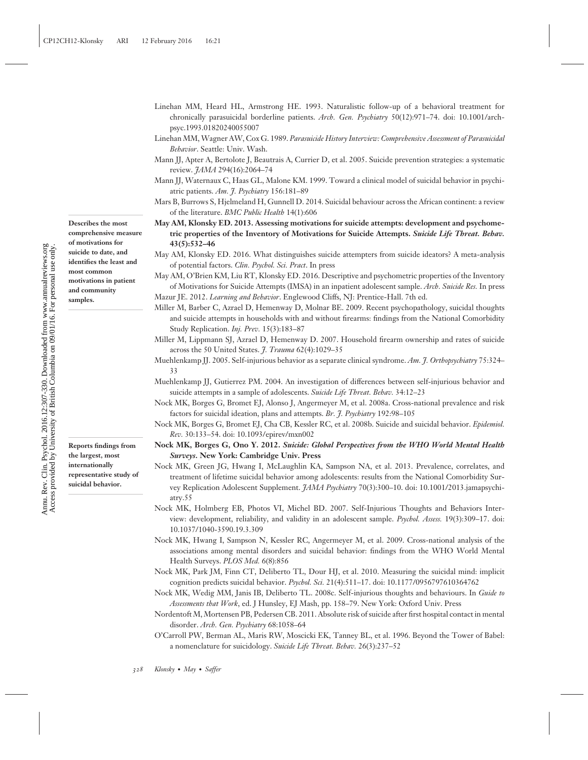Linehan MM, Heard HL, Armstrong HE. 1993. Naturalistic follow-up of a behavioral treatment for chronically parasuicidal borderline patients. *Arch. Gen. Psychiatry* 50(12):971–74. doi: 10.1001/archpsyc.1993.01820240055007

Linehan MM, Wagner AW, Cox G. 1989. *Parasuicide History Interview: Comprehensive Assessment of Parasuicidal Behavior*. Seattle: Univ. Wash.

Mann JJ, Apter A, Bertolote J, Beautrais A, Currier D, et al. 2005. Suicide prevention strategies: a systematic review. *JAMA* 294(16):2064–74

Mann JJ, Waternaux C, Haas GL, Malone KM. 1999. Toward a clinical model of suicidal behavior in psychiatric patients. *Am. J. Psychiatry* 156:181–89

Mars B, Burrows S, Hjelmeland H, Gunnell D. 2014. Suicidal behaviour across the African continent: a review of the literature. *BMC Public Health* 14(1):606

**May AM, Klonsky ED. 2013. Assessing motivations for suicide attempts: development and psychometric properties of the Inventory of Motivations for Suicide Attempts. *Suicide Life Threat. Behav.* 43(5):532–46**

> Describes the most comprehensive measure of motivations for suicide to date, and identifies the least and most common motivations in patient and community samples.

May AM, Klonsky ED. 2016. What distinguishes suicide attempters from suicide ideators? A meta-analysis of potential factors. *Clin. Psychol. Sci. Pract*. In press

May AM, O'Brien KM, Liu RT, Klonsky ED. 2016. Descriptive and psychometric properties of the Inventory of Motivations for Suicide Attempts (IMSA) in an inpatient adolescent sample. *Arch. Suicide Res.* In press

Mazur JE. 2012. *Learning and Behavior*. Englewood Cliffs, NJ: Prentice-Hall. 7th ed.

Miller M, Barber C, Azrael D, Hemenway D, Molnar BE. 2009. Recent psychopathology, suicidal thoughts and suicide attempts in households with and without firearms: findings from the National Comorbidity Study Replication. *Inj. Prev.* 15(3):183–87

Miller M, Lippmann SJ, Azrael D, Hemenway D. 2007. Household firearm ownership and rates of suicide across the 50 United States. *J. Trauma* 62(4):1029–35

Muehlenkamp JJ. 2005. Self-injurious behavior as a separate clinical syndrome. *Am. J. Orthopsychiatry* 75:324–33

Muehlenkamp JJ, Gutierrez PM. 2004. An investigation of differences between self-injurious behavior and suicide attempts in a sample of adolescents. *Suicide Life Threat. Behav.* 34:12–23

Nock MK, Borges G, Bromet EJ, Alonso J, Angermeyer M, et al. 2008a. Cross-national prevalence and risk factors for suicidal ideation, plans and attempts. *Br. J. Psychiatry* 192:98–105

Nock MK, Borges G, Bromet EJ, Cha CB, Kessler RC, et al. 2008b. Suicide and suicidal behavior. *Epidemiol. Rev.* 30:133–54. doi: 10.1093/epirev/mxn002

**Nock MK, Borges G, Ono Y. 2012. *Suicide: Global Perspectives from the WHO World Mental Health Surveys*. New York: Cambridge Univ. Press**

> Reports findings from the largest, most internationally representative study of suicidal behavior.

Nock MK, Green JG, Hwang I, McLaughlin KA, Sampson NA, et al. 2013. Prevalence, correlates, and treatment of lifetime suicidal behavior among adolescents: results from the National Comorbidity Survey Replication Adolescent Supplement. *JAMA Psychiatry* 70(3):300–10. doi: 10.1001/2013.jamapsychiatry.55

Nock MK, Holmberg EB, Photos VI, Michel BD. 2007. Self-Injurious Thoughts and Behaviors Interview: development, reliability, and validity in an adolescent sample. *Psychol. Assess.* 19(3):309–17. doi: 10.1037/1040-3590.19.3.309

Nock MK, Hwang I, Sampson N, Kessler RC, Angermeyer M, et al. 2009. Cross-national analysis of the associations among mental disorders and suicidal behavior: findings from the WHO World Mental Health Surveys. *PLOS Med.* 6(8):856

Nock MK, Park JM, Finn CT, Deliberto TL, Dour HJ, et al. 2010. Measuring the suicidal mind: implicit cognition predicts suicidal behavior. *Psychol. Sci.* 21(4):511–17. doi: 10.1177/0956797610364762

Nock MK, Wedig MM, Janis IB, Deliberto TL. 2008c. Self-injurious thoughts and behaviours. In *Guide to Assessments that Work*, ed. J Hunsley, EJ Mash, pp. 158–79. New York: Oxford Univ. Press

Nordentoft M, Mortensen PB, Pedersen CB. 2011. Absolute risk of suicide after first hospital contact in mental disorder. *Arch. Gen. Psychiatry* 68:1058–64

O'Carroll PW, Berman AL, Maris RW, Moscicki EK, Tanney BL, et al. 1996. Beyond the Tower of Babel: a nomenclature for suicidology. *Suicide Life Threat. Behav.* 26(3):237–52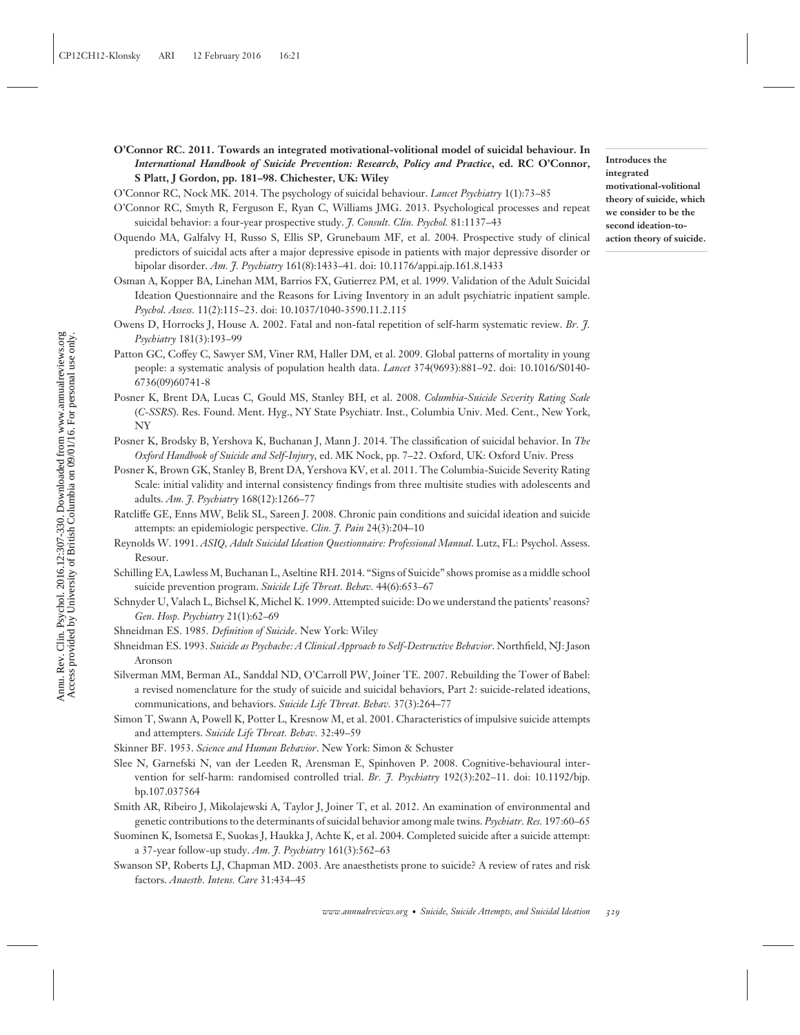**O'Connor RC. 2011. Towards an integrated motivational-volitional model of suicidal behaviour. In *International Handbook of Suicide Prevention: Research, Policy and Practice*, ed. RC O'Connor, S Platt, J Gordon, pp. 181–98. Chichester, UK: Wiley**

**Introduces the integrated motivational-volitional theory of suicide, which we consider to be the second ideation-to-action theory of suicide.**

O'Connor RC, Nock MK. 2014. The psychology of suicidal behaviour. *Lancet Psychiatry* 1(1):73–85

O'Connor RC, Smyth R, Ferguson E, Ryan C, Williams JMG. 2013. Psychological processes and repeat suicidal behavior: a four-year prospective study. *J. Consult. Clin. Psychol.* 81:1137–43

Oquendo MA, Galfalvy H, Russo S, Ellis SP, Grunebaum MF, et al. 2004. Prospective study of clinical predictors of suicidal acts after a major depressive episode in patients with major depressive disorder or bipolar disorder. *Am. J. Psychiatry* 161(8):1433–41. doi: 10.1176/appi.ajp.161.8.1433

Osman A, Kopper BA, Linehan MM, Barrios FX, Gutierrez PM, et al. 1999. Validation of the Adult Suicidal Ideation Questionnaire and the Reasons for Living Inventory in an adult psychiatric inpatient sample. *Psychol. Assess.* 11(2):115–23. doi: 10.1037/1040-3590.11.2.115

Owens D, Horrocks J, House A. 2002. Fatal and non-fatal repetition of self-harm systematic review. *Br. J. Psychiatry* 181(3):193–99

Patton GC, Coffey C, Sawyer SM, Viner RM, Haller DM, et al. 2009. Global patterns of mortality in young people: a systematic analysis of population health data. *Lancet* 374(9693):881–92. doi: 10.1016/S0140-6736(09)60741-8

Posner K, Brent DA, Lucas C, Gould MS, Stanley BH, et al. 2008. *Columbia-Suicide Severity Rating Scale (C-SSRS)*. Res. Found. Ment. Hyg., NY State Psychiatr. Inst., Columbia Univ. Med. Cent., New York, NY

Posner K, Brodsky B, Yershova K, Buchanan J, Mann J. 2014. The classification of suicidal behavior. In *The Oxford Handbook of Suicide and Self-Injury*, ed. MK Nock, pp. 7–22. Oxford, UK: Oxford Univ. Press

Posner K, Brown GK, Stanley B, Brent DA, Yershova KV, et al. 2011. The Columbia-Suicide Severity Rating Scale: initial validity and internal consistency findings from three multisite studies with adolescents and adults. *Am. J. Psychiatry* 168(12):1266–77

Ratcliffe GE, Enns MW, Belik SL, Sareen J. 2008. Chronic pain conditions and suicidal ideation and suicide attempts: an epidemiologic perspective. *Clin. J. Pain* 24(3):204–10

Reynolds W. 1991. *ASIQ, Adult Suicidal Ideation Questionnaire: Professional Manual*. Lutz, FL: Psychol. Assess. Resour.

Schilling EA, Lawless M, Buchanan L, Aseltine RH. 2014. "Signs of Suicide" shows promise as a middle school suicide prevention program. *Suicide Life Threat. Behav.* 44(6):653–67

Schnyder U, Valach L, Bichsel K, Michel K. 1999. Attempted suicide: Do we understand the patients' reasons? *Gen. Hosp. Psychiatry* 21(1):62–69

Shneidman ES. 1985. *Definition of Suicide*. New York: Wiley

Shneidman ES. 1993. *Suicide as Psychache: A Clinical Approach to Self-Destructive Behavior*. Northfield, NJ: Jason Aronson

Silverman MM, Berman AL, Sanddal ND, O'Carroll PW, Joiner TE. 2007. Rebuilding the Tower of Babel: a revised nomenclature for the study of suicide and suicidal behaviors, Part 2: suicide-related ideations, communications, and behaviors. *Suicide Life Threat. Behav.* 37(3):264–77

Simon T, Swann A, Powell K, Potter L, Kresnow M, et al. 2001. Characteristics of impulsive suicide attempts and attempters. *Suicide Life Threat. Behav.* 32:49–59

Skinner BF. 1953. *Science and Human Behavior*. New York: Simon & Schuster

Slee N, Garnefski N, van der Leeden R, Arensman E, Spinhoven P. 2008. Cognitive-behavioural intervention for self-harm: randomised controlled trial. *Br. J. Psychiatry* 192(3):202–11. doi: 10.1192/bjp.bp.107.037564

Smith AR, Ribeiro J, Mikolajewski A, Taylor J, Joiner T, et al. 2012. An examination of environmental and genetic contributions to the determinants of suicidal behavior among male twins. *Psychiatr. Res.* 197:60–65

Suominen K, Isometsä E, Suokas J, Haukka J, Achte K, et al. 2004. Completed suicide after a suicide attempt: a 37-year follow-up study. *Am. J. Psychiatry* 161(3):562–63

Swanson SP, Roberts LJ, Chapman MD. 2003. Are anaesthetists prone to suicide? A review of rates and risk factors. *Anaesth. Intens. Care* 31:434–45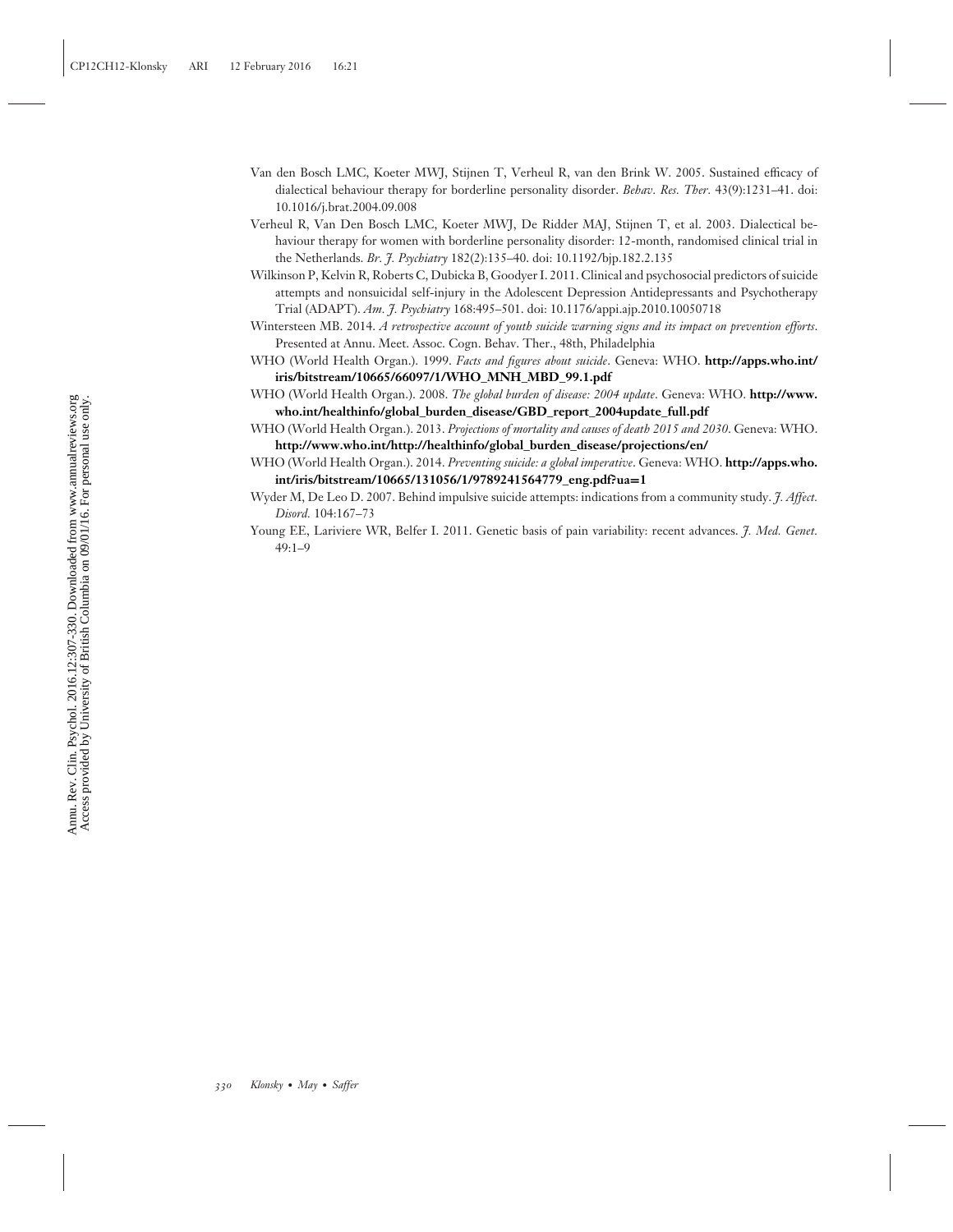Van den Bosch LMC, Koeter MWJ, Stijnen T, Verheul R, van den Brink W. 2005. Sustained efficacy of dialectical behaviour therapy for borderline personality disorder. *Behav. Res. Ther.* 43(9):1231–41. doi: 10.1016/j.brat.2004.09.008

Verheul R, Van Den Bosch LMC, Koeter MWJ, De Ridder MAJ, Stijnen T, et al. 2003. Dialectical behaviour therapy for women with borderline personality disorder: 12-month, randomised clinical trial in the Netherlands. *Br. J. Psychiatry* 182(2):135–40. doi: 10.1192/bjp.182.2.135

Wilkinson P, Kelvin R, Roberts C, Dubicka B, Goodyer I. 2011. Clinical and psychosocial predictors of suicide attempts and nonsuicidal self-injury in the Adolescent Depression Antidepressants and Psychotherapy Trial (ADAPT). *Am. J. Psychiatry* 168:495–501. doi: 10.1176/appi.ajp.2010.10050718

Wintersteen MB. 2014. *A retrospective account of youth suicide warning signs and its impact on prevention efforts*. Presented at Annu. Meet. Assoc. Cogn. Behav. Ther., 48th, Philadelphia

WHO (World Health Organ.). 1999. *Facts and figures about suicide*. Geneva: WHO. **http://apps.who.int/iris/bitstream/10665/66097/1/WHO_MNH_MBD_99.1.pdf**

WHO (World Health Organ.). 2008. *The global burden of disease: 2004 update*. Geneva: WHO. **http://www.who.int/healthinfo/global_burden_disease/GBD_report_2004update_full.pdf**

WHO (World Health Organ.). 2013. *Projections of mortality and causes of death 2015 and 2030*. Geneva: WHO. **http://www.who.int/http://healthinfo/global_burden_disease/projections/en/**

WHO (World Health Organ.). 2014. *Preventing suicide: a global imperative*. Geneva: WHO. **http://apps.who.int/iris/bitstream/10665/131056/1/9789241564779_eng.pdf?ua=1**

Wyder M, De Leo D. 2007. Behind impulsive suicide attempts: indications from a community study. *J. Affect. Disord.* 104:167–73

Young EE, Lariviere WR, Belfer I. 2011. Genetic basis of pain variability: recent advances. *J. Med. Genet.* 49:1–9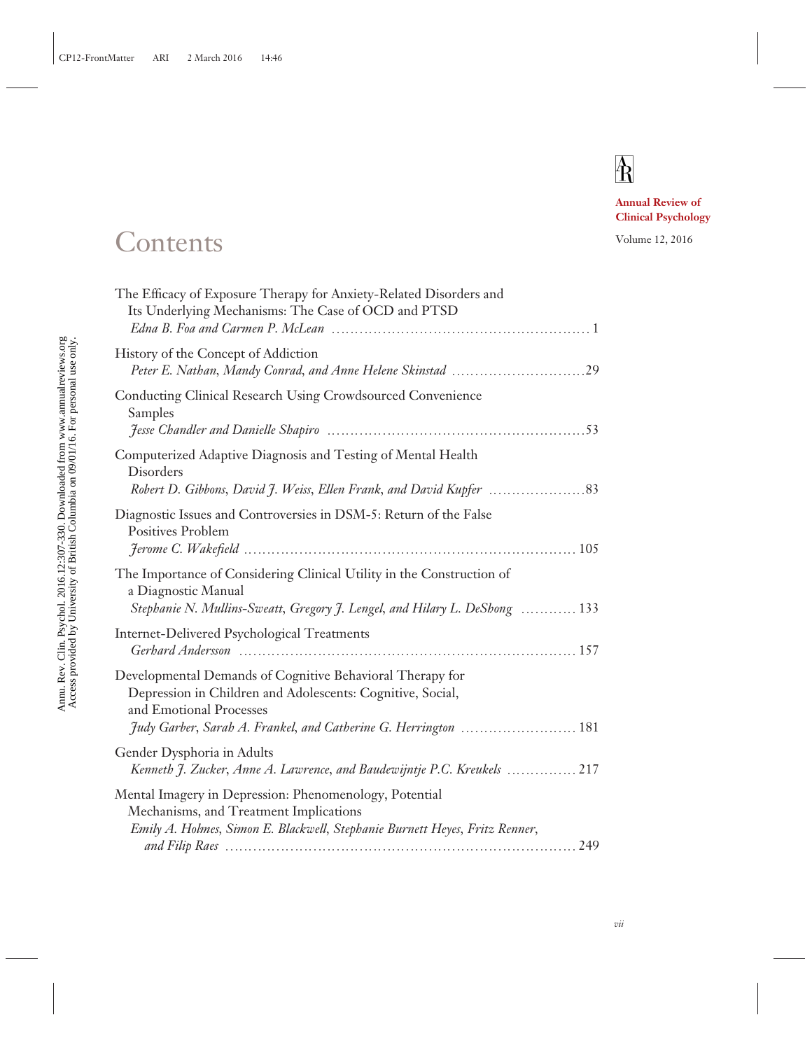Annual Review of Clinical Psychology

Volume 12, 2016

# Contents

The Efficacy of Exposure Therapy for Anxiety-Related Disorders and Its Underlying Mechanisms: The Case of OCD and PTSD
*Edna B. Foa and Carmen P. McLean* ........................................................ 1

History of the Concept of Addiction
*Peter E. Nathan, Mandy Conrad, and Anne Helene Skinstad* ............................. 29

Conducting Clinical Research Using Crowdsourced Convenience Samples
*Jesse Chandler and Danielle Shapiro* ........................................................ 53

Computerized Adaptive Diagnosis and Testing of Mental Health Disorders
*Robert D. Gibbons, David J. Weiss, Ellen Frank, and David Kupfer* ..................... 83

Diagnostic Issues and Controversies in DSM-5: Return of the False Positives Problem
*Jerome C. Wakefield* ........................................................................ 105

The Importance of Considering Clinical Utility in the Construction of a Diagnostic Manual
*Stephanie N. Mullins-Sweatt, Gregory J. Lengel, and Hilary L. DeShong* ............ 133

Internet-Delivered Psychological Treatments
*Gerhard Andersson* ........................................................................ 157

Developmental Demands of Cognitive Behavioral Therapy for Depression in Children and Adolescents: Cognitive, Social, and Emotional Processes
*Judy Garber, Sarah A. Frankel, and Catherine G. Herrington* ......................... 181

Gender Dysphoria in Adults
*Kenneth J. Zucker, Anne A. Lawrence, and Baudewijntje P.C. Kreukels* ............... 217

Mental Imagery in Depression: Phenomenology, Potential Mechanisms, and Treatment Implications
*Emily A. Holmes, Simon E. Blackwell, Stephanie Burnett Heyes, Fritz Renner, and Filip Raes* ........................................................................ 249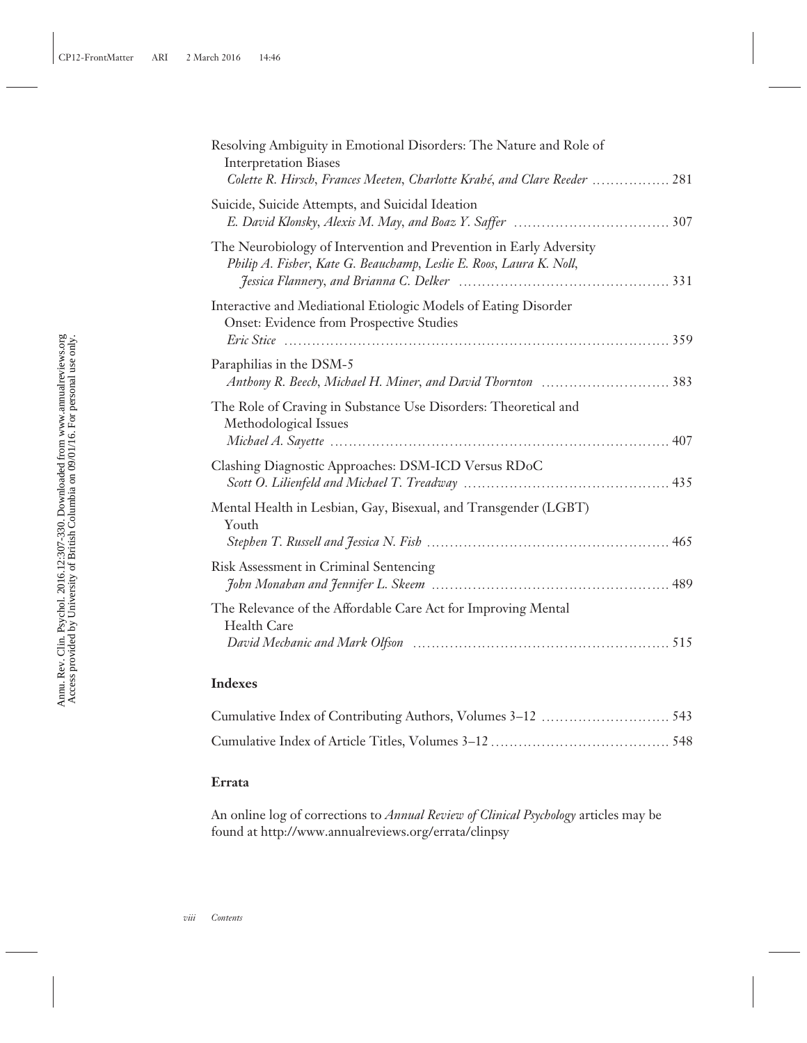Resolving Ambiguity in Emotional Disorders: The Nature and Role of Interpretation Biases
*Colette R. Hirsch, Frances Meeten, Charlotte Krahé, and Clare Reeder* ................ 281

Suicide, Suicide Attempts, and Suicidal Ideation
*E. David Klonsky, Alexis M. May, and Boaz Y. Saffer* ................................ 307

The Neurobiology of Intervention and Prevention in Early Adversity
*Philip A. Fisher, Kate G. Beauchamp, Leslie E. Roos, Laura K. Noll, Jessica Flannery, and Brianna C. Delker* ............................................ 331

Interactive and Mediational Etiologic Models of Eating Disorder Onset: Evidence from Prospective Studies
*Eric Stice* ........................................................................... 359

Paraphilias in the DSM-5
*Anthony R. Beech, Michael H. Miner, and David Thornton* ........................... 383

The Role of Craving in Substance Use Disorders: Theoretical and Methodological Issues
*Michael A. Sayette* ................................................................... 407

Clashing Diagnostic Approaches: DSM-ICD Versus RDoC
*Scott O. Lilienfeld and Michael T. Treadway* ........................................... 435

Mental Health in Lesbian, Gay, Bisexual, and Transgender (LGBT) Youth
*Stephen T. Russell and Jessica N. Fish* .................................................. 465

Risk Assessment in Criminal Sentencing
*John Monahan and Jennifer L. Skeem* .................................................. 489

The Relevance of the Affordable Care Act for Improving Mental Health Care
*David Mechanic and Mark Olfson* ...................................................... 515

## Indexes

Cumulative Index of Contributing Authors, Volumes 3–12 ........................... 543

Cumulative Index of Article Titles, Volumes 3–12 ..................................... 548

## Errata

An online log of corrections to *Annual Review of Clinical Psychology* articles may be found at http://www.annualreviews.org/errata/clinpsy